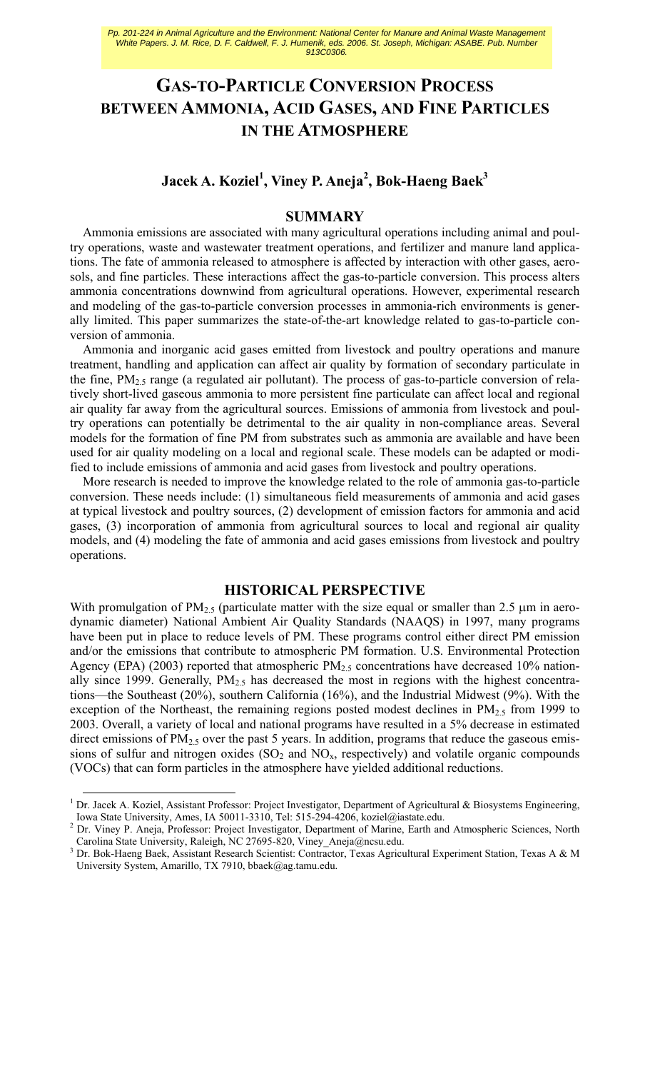Pp. 201-224 in Animal Agriculture and the Environment: National Center for Manure and Animal Waste Management White Papers. J. M. Rice, D. F. Caldwell, F. J. Humenik, eds. 2006. St. Joseph, Michigan: ASABE. Pub. Number 913C0306.

# GAS-TO-PARTICLE CONVERSION PROCESS BETWEEN AMMONIA, ACID GASES, AND FINE PARTICLES IN THE ATMOSPHERE

**Jacek A. Koziel[1], Viney P. Aneja[2], Bok-Haeng Baek[3]**

## SUMMARY

Ammonia emissions are associated with many agricultural operations including animal and poultry operations, waste and wastewater treatment operations, and fertilizer and manure land applications. The fate of ammonia released to atmosphere is affected by interaction with other gases, aerosols, and fine particles. These interactions affect the gas-to-particle conversion. This process alters ammonia concentrations downwind from agricultural operations. However, experimental research and modeling of the gas-to-particle conversion processes in ammonia-rich environments is generally limited. This paper summarizes the state-of-the-art knowledge related to gas-to-particle conversion of ammonia.

Ammonia and inorganic acid gases emitted from livestock and poultry operations and manure treatment, handling and application can affect air quality by formation of secondary particulate in the fine, $PM_{2.5}$ range (a regulated air pollutant). The process of gas-to-particle conversion of relatively short-lived gaseous ammonia to more persistent fine particulate can affect local and regional air quality far away from the agricultural sources. Emissions of ammonia from livestock and poultry operations can potentially be detrimental to the air quality in non-compliance areas. Several models for the formation of fine PM from substrates such as ammonia are available and have been used for air quality modeling on a local and regional scale. These models can be adapted or modified to include emissions of ammonia and acid gases from livestock and poultry operations.

More research is needed to improve the knowledge related to the role of ammonia gas-to-particle conversion. These needs include: (1) simultaneous field measurements of ammonia and acid gases at typical livestock and poultry sources, (2) development of emission factors for ammonia and acid gases, (3) incorporation of ammonia from agricultural sources to local and regional air quality models, and (4) modeling the fate of ammonia and acid gases emissions from livestock and poultry operations.

## HISTORICAL PERSPECTIVE

With promulgation of $PM_{2.5}$ (particulate matter with the size equal or smaller than 2.5 μm in aerodynamic diameter) National Ambient Air Quality Standards (NAAQS) in 1997, many programs have been put in place to reduce levels of PM. These programs control either direct PM emission and/or the emissions that contribute to atmospheric PM formation. U.S. Environmental Protection Agency (EPA) (2003) reported that atmospheric $PM_{2.5}$ concentrations have decreased 10% nationally since 1999. Generally, $PM_{2.5}$ has decreased the most in regions with the highest concentrations—the Southeast (20%), southern California (16%), and the Industrial Midwest (9%). With the exception of the Northeast, the remaining regions posted modest declines in $PM_{2.5}$ from 1999 to 2003. Overall, a variety of local and national programs have resulted in a 5% decrease in estimated direct emissions of $PM_{2.5}$ over the past 5 years. In addition, programs that reduce the gaseous emissions of sulfur and nitrogen oxides ($SO_2$ and $NO_x$, respectively) and volatile organic compounds (VOCs) that can form particles in the atmosphere have yielded additional reductions.

[1] Dr. Jacek A. Koziel, Assistant Professor: Project Investigator, Department of Agricultural & Biosystems Engineering, Iowa State University, Ames, IA 50011-3310, Tel: 515-294-4206, koziel@iastate.edu.

[2] Dr. Viney P. Aneja, Professor: Project Investigator, Department of Marine, Earth and Atmospheric Sciences, North Carolina State University, Raleigh, NC 27695-820, Viney_Aneja@ncsu.edu.

[3] Dr. Bok-Haeng Baek, Assistant Research Scientist: Contractor, Texas Agricultural Experiment Station, Texas A & M University System, Amarillo, TX 7910, bbaek@ag.tamu.edu.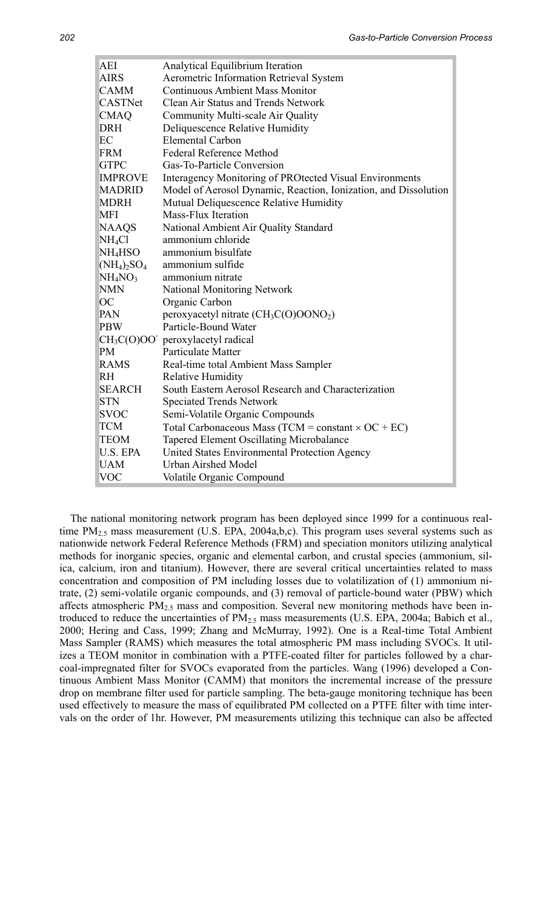| | |
|---|---|
| AEI | Analytical Equilibrium Iteration |
| AIRS | Aerometric Information Retrieval System |
| CAMM | Continuous Ambient Mass Monitor |
| CASTNet | Clean Air Status and Trends Network |
| CMAQ | Community Multi-scale Air Quality |
| DRH | Deliquescence Relative Humidity |
| EC | Elemental Carbon |
| FRM | Federal Reference Method |
| GTPC | Gas-To-Particle Conversion |
| IMPROVE | Interagency Monitoring of PROtected Visual Environments |
| MADRID | Model of Aerosol Dynamic, Reaction, Ionization, and Dissolution |
| MDRH | Mutual Deliquescence Relative Humidity |
| MFI | Mass-Flux Iteration |
| NAAQS | National Ambient Air Quality Standard |
| $NH_4Cl$ | ammonium chloride |
| $NH_4HSO$ | ammonium bisulfate |
| $(NH_4)_2SO_4$ | ammonium sulfide |
| $NH_4NO_3$ | ammonium nitrate |
| NMN | National Monitoring Network |
| OC | Organic Carbon |
| PAN | peroxyacetyl nitrate ($CH_3C(O)OONO_2$) |
| PBW | Particle-Bound Water |
| $CH_3C(O)OO^{\cdot}$ | peroxylacetyl radical |
| PM | Particulate Matter |
| RAMS | Real-time total Ambient Mass Sampler |
| RH | Relative Humidity |
| SEARCH | South Eastern Aerosol Research and Characterization |
| STN | Speciated Trends Network |
| SVOC | Semi-Volatile Organic Compounds |
| TCM | Total Carbonaceous Mass (TCM = constant × OC + EC) |
| TEOM | Tapered Element Oscillating Microbalance |
| U.S. EPA | United States Environmental Protection Agency |
| UAM | Urban Airshed Model |
| VOC | Volatile Organic Compound |

The national monitoring network program has been deployed since 1999 for a continuous real-time $PM_{2.5}$ mass measurement (U.S. EPA, 2004a,b,c). This program uses several systems such as nationwide network Federal Reference Methods (FRM) and speciation monitors utilizing analytical methods for inorganic species, organic and elemental carbon, and crustal species (ammonium, silica, calcium, iron and titanium). However, there are several critical uncertainties related to mass concentration and composition of PM including losses due to volatilization of (1) ammonium nitrate, (2) semi-volatile organic compounds, and (3) removal of particle-bound water (PBW) which affects atmospheric $PM_{2.5}$ mass and composition. Several new monitoring methods have been introduced to reduce the uncertainties of $PM_{2.5}$ mass measurements (U.S. EPA, 2004a; Babich et al., 2000; Hering and Cass, 1999; Zhang and McMurray, 1992). One is a Real-time Total Ambient Mass Sampler (RAMS) which measures the total atmospheric PM mass including SVOCs. It utilizes a TEOM monitor in combination with a PTFE-coated filter for particles followed by a charcoal-impregnated filter for SVOCs evaporated from the particles. Wang (1996) developed a Continuous Ambient Mass Monitor (CAMM) that monitors the incremental increase of the pressure drop on membrane filter used for particle sampling. The beta-gauge monitoring technique has been used effectively to measure the mass of equilibrated PM collected on a PTFE filter with time intervals on the order of 1hr. However, PM measurements utilizing this technique can also be affected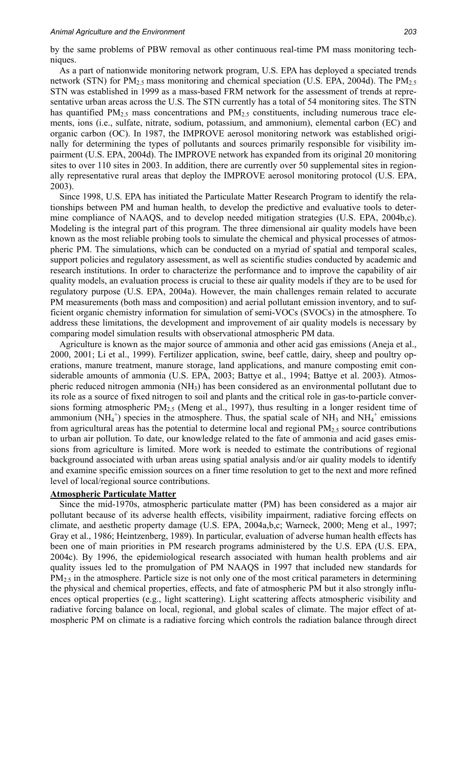by the same problems of PBW removal as other continuous real-time PM mass monitoring techniques.

As a part of nationwide monitoring network program, U.S. EPA has deployed a speciated trends network (STN) for $PM_{2.5}$ mass monitoring and chemical speciation (U.S. EPA, 2004d). The $PM_{2.5}$ STN was established in 1999 as a mass-based FRM network for the assessment of trends at representative urban areas across the U.S. The STN currently has a total of 54 monitoring sites. The STN has quantified $PM_{2.5}$ mass concentrations and $PM_{2.5}$ constituents, including numerous trace elements, ions (i.e., sulfate, nitrate, sodium, potassium, and ammonium), elemental carbon (EC) and organic carbon (OC). In 1987, the IMPROVE aerosol monitoring network was established originally for determining the types of pollutants and sources primarily responsible for visibility impairment (U.S. EPA, 2004d). The IMPROVE network has expanded from its original 20 monitoring sites to over 110 sites in 2003. In addition, there are currently over 50 supplemental sites in regionally representative rural areas that deploy the IMPROVE aerosol monitoring protocol (U.S. EPA, 2003).

Since 1998, U.S. EPA has initiated the Particulate Matter Research Program to identify the relationships between PM and human health, to develop the predictive and evaluative tools to determine compliance of NAAQS, and to develop needed mitigation strategies (U.S. EPA, 2004b,c). Modeling is the integral part of this program. The three dimensional air quality models have been known as the most reliable probing tools to simulate the chemical and physical processes of atmospheric PM. The simulations, which can be conducted on a myriad of spatial and temporal scales, support policies and regulatory assessment, as well as scientific studies conducted by academic and research institutions. In order to characterize the performance and to improve the capability of air quality models, an evaluation process is crucial to these air quality models if they are to be used for regulatory purpose (U.S. EPA, 2004a). However, the main challenges remain related to accurate PM measurements (both mass and composition) and aerial pollutant emission inventory, and to sufficient organic chemistry information for simulation of semi-VOCs (SVOCs) in the atmosphere. To address these limitations, the development and improvement of air quality models is necessary by comparing model simulation results with observational atmospheric PM data.

Agriculture is known as the major source of ammonia and other acid gas emissions (Aneja et al., 2000, 2001; Li et al., 1999). Fertilizer application, swine, beef cattle, dairy, sheep and poultry operations, manure treatment, manure storage, land applications, and manure composting emit considerable amounts of ammonia (U.S. EPA, 2003; Battye et al., 1994; Battye et al. 2003). Atmospheric reduced nitrogen ammonia ($NH_3$) has been considered as an environmental pollutant due to its role as a source of fixed nitrogen to soil and plants and the critical role in gas-to-particle conversions forming atmospheric $PM_{2.5}$ (Meng et al., 1997), thus resulting in a longer resident time of ammonium ($NH_4^+$) species in the atmosphere. Thus, the spatial scale of $NH_3$ and $NH_4^+$ emissions from agricultural areas has the potential to determine local and regional $PM_{2.5}$ source contributions to urban air pollution. To date, our knowledge related to the fate of ammonia and acid gases emissions from agriculture is limited. More work is needed to estimate the contributions of regional background associated with urban areas using spatial analysis and/or air quality models to identify and examine specific emission sources on a finer time resolution to get to the next and more refined level of local/regional source contributions.

## Atmospheric Particulate Matter

Since the mid-1970s, atmospheric particulate matter (PM) has been considered as a major air pollutant because of its adverse health effects, visibility impairment, radiative forcing effects on climate, and aesthetic property damage (U.S. EPA, 2004a,b,c; Warneck, 2000; Meng et al., 1997; Gray et al., 1986; Heintzenberg, 1989). In particular, evaluation of adverse human health effects has been one of main priorities in PM research programs administered by the U.S. EPA (U.S. EPA, 2004c). By 1996, the epidemiological research associated with human health problems and air quality issues led to the promulgation of PM NAAQS in 1997 that included new standards for $PM_{2.5}$ in the atmosphere. Particle size is not only one of the most critical parameters in determining the physical and chemical properties, effects, and fate of atmospheric PM but it also strongly influences optical properties (e.g., light scattering). Light scattering affects atmospheric visibility and radiative forcing balance on local, regional, and global scales of climate. The major effect of atmospheric PM on climate is a radiative forcing which controls the radiation balance through direct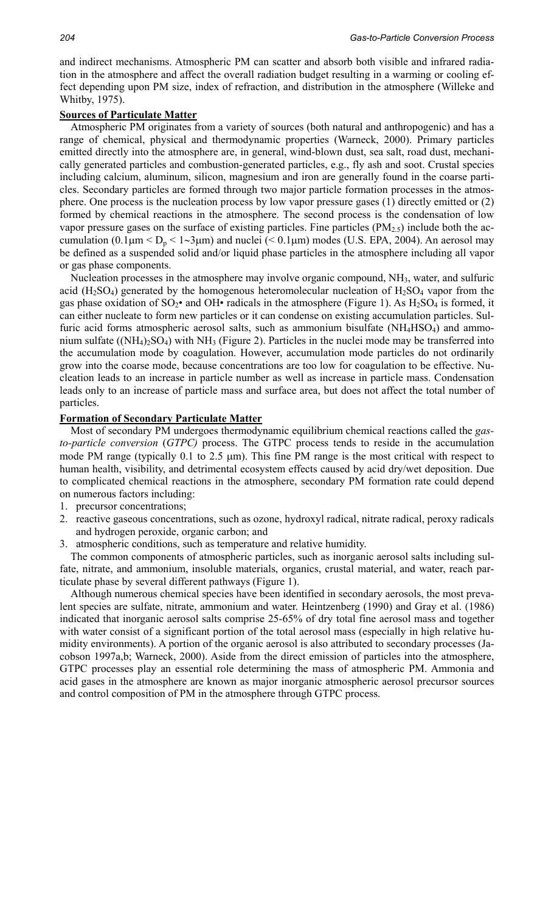and indirect mechanisms. Atmospheric PM can scatter and absorb both visible and infrared radiation in the atmosphere and affect the overall radiation budget resulting in a warming or cooling effect depending upon PM size, index of refraction, and distribution in the atmosphere (Willeke and Whitby, 1975).

## Sources of Particulate Matter

Atmospheric PM originates from a variety of sources (both natural and anthropogenic) and has a range of chemical, physical and thermodynamic properties (Warneck, 2000). Primary particles emitted directly into the atmosphere are, in general, wind-blown dust, sea salt, road dust, mechanically generated particles and combustion-generated particles, e.g., fly ash and soot. Crustal species including calcium, aluminum, silicon, magnesium and iron are generally found in the coarse particles. Secondary particles are formed through two major particle formation processes in the atmosphere. One process is the nucleation process by low vapor pressure gases (1) directly emitted or (2) formed by chemical reactions in the atmosphere. The second process is the condensation of low vapor pressure gases on the surface of existing particles. Fine particles ($PM_{2.5}$) include both the accumulation ($0.1\mu m < D_p < 1\sim3\mu m$) and nuclei ($< 0.1\mu m$) modes (U.S. EPA, 2004). An aerosol may be defined as a suspended solid and/or liquid phase particles in the atmosphere including all vapor or gas phase components.

Nucleation processes in the atmosphere may involve organic compound, $NH_3$, water, and sulfuric acid ($H_2SO_4$) generated by the homogenous heteromolecular nucleation of $H_2SO_4$ vapor from the gas phase oxidation of $SO_2$• and OH• radicals in the atmosphere (Figure 1). As $H_2SO_4$ is formed, it can either nucleate to form new particles or it can condense on existing accumulation particles. Sulfuric acid forms atmospheric aerosol salts, such as ammonium bisulfate ($NH_4HSO_4$) and ammonium sulfate ($(NH_4)_2SO_4$) with $NH_3$ (Figure 2). Particles in the nuclei mode may be transferred into the accumulation mode by coagulation. However, accumulation mode particles do not ordinarily grow into the coarse mode, because concentrations are too low for coagulation to be effective. Nucleation leads to an increase in particle number as well as increase in particle mass. Condensation leads only to an increase of particle mass and surface area, but does not affect the total number of particles.

## Formation of Secondary Particulate Matter

Most of secondary PM undergoes thermodynamic equilibrium chemical reactions called the *gas-to-particle conversion* (*GTPC)* process. The GTPC process tends to reside in the accumulation mode PM range (typically 0.1 to 2.5 μm). This fine PM range is the most critical with respect to human health, visibility, and detrimental ecosystem effects caused by acid dry/wet deposition. Due to complicated chemical reactions in the atmosphere, secondary PM formation rate could depend on numerous factors including:

1. precursor concentrations;
2. reactive gaseous concentrations, such as ozone, hydroxyl radical, nitrate radical, peroxy radicals and hydrogen peroxide, organic carbon; and
3. atmospheric conditions, such as temperature and relative humidity.

The common components of atmospheric particles, such as inorganic aerosol salts including sulfate, nitrate, and ammonium, insoluble materials, organics, crustal material, and water, reach particulate phase by several different pathways (Figure 1).

Although numerous chemical species have been identified in secondary aerosols, the most prevalent species are sulfate, nitrate, ammonium and water. Heintzenberg (1990) and Gray et al. (1986) indicated that inorganic aerosol salts comprise 25-65% of dry total fine aerosol mass and together with water consist of a significant portion of the total aerosol mass (especially in high relative humidity environments). A portion of the organic aerosol is also attributed to secondary processes (Jacobson 1997a,b; Warneck, 2000). Aside from the direct emission of particles into the atmosphere, GTPC processes play an essential role determining the mass of atmospheric PM. Ammonia and acid gases in the atmosphere are known as major inorganic atmospheric aerosol precursor sources and control composition of PM in the atmosphere through GTPC process.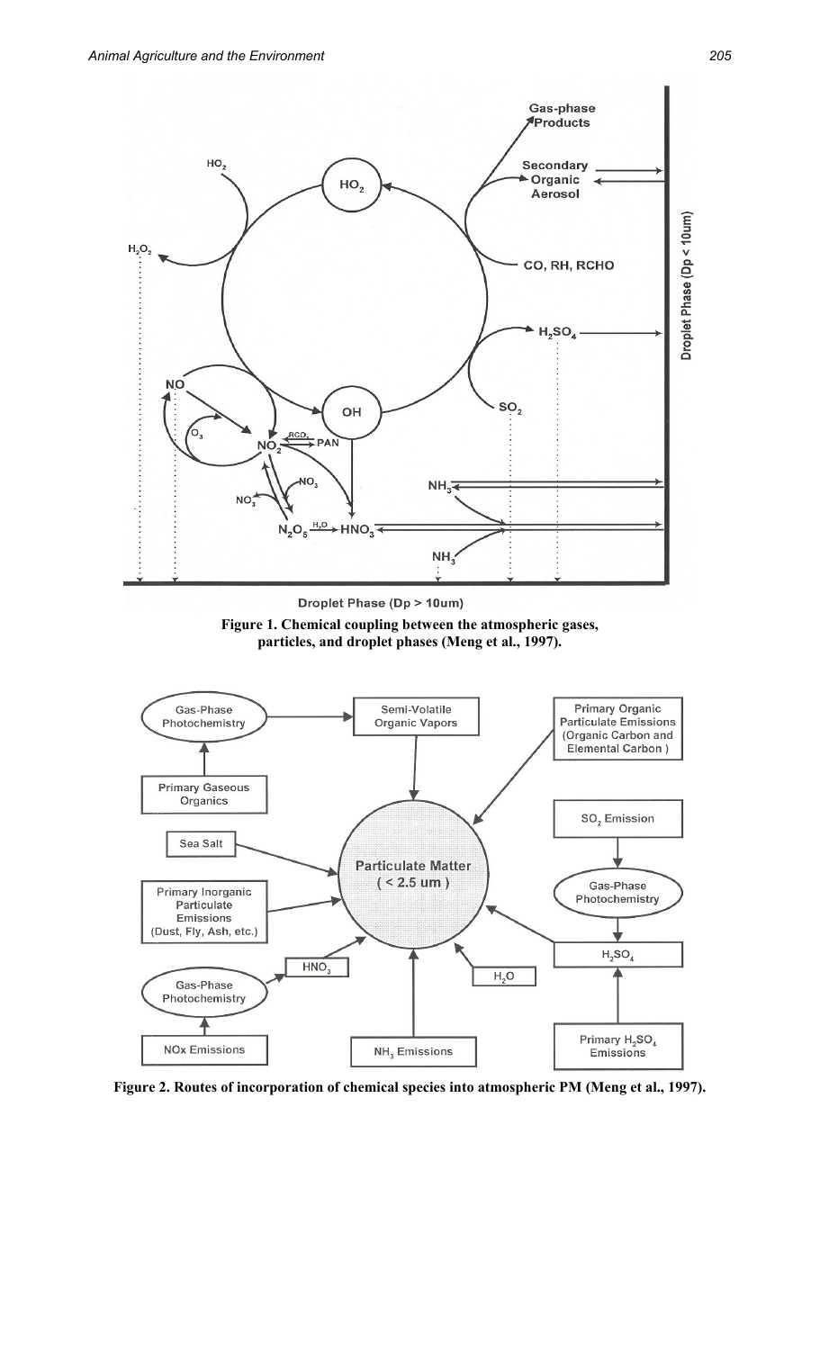**Figure 1. Chemical coupling between the atmospheric gases, particles, and droplet phases (Meng et al., 1997).**

**Figure 2. Routes of incorporation of chemical species into atmospheric PM (Meng et al., 1997).**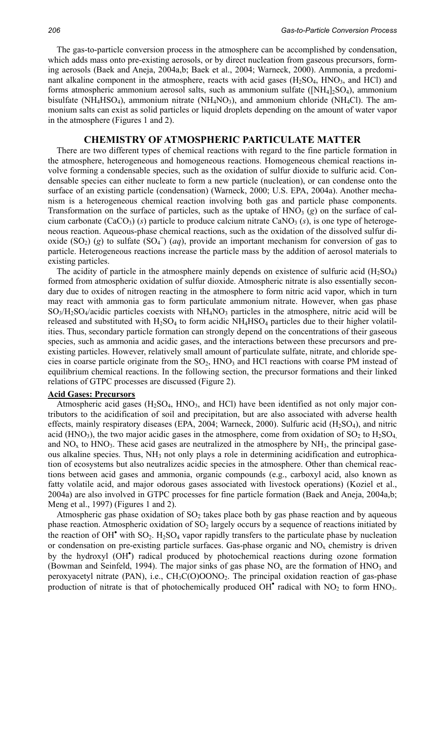The gas-to-particle conversion process in the atmosphere can be accomplished by condensation, which adds mass onto pre-existing aerosols, or by direct nucleation from gaseous precursors, forming aerosols (Baek and Aneja, 2004a,b; Baek et al., 2004; Warneck, 2000). Ammonia, a predominant alkaline component in the atmosphere, reacts with acid gases ($H_2SO_4$, $HNO_3$, and HCl) and forms atmospheric ammonium aerosol salts, such as ammonium sulfate ($[NH_4]_2SO_4$), ammonium bisulfate ($NH_4HSO_4$), ammonium nitrate ($NH_4NO_3$), and ammonium chloride ($NH_4Cl$). The ammonium salts can exist as solid particles or liquid droplets depending on the amount of water vapor in the atmosphere (Figures 1 and 2).

## CHEMISTRY OF ATMOSPHERIC PARTICULATE MATTER

There are two different types of chemical reactions with regard to the fine particle formation in the atmosphere, heterogeneous and homogeneous reactions. Homogeneous chemical reactions involve forming a condensable species, such as the oxidation of sulfur dioxide to sulfuric acid. Condensable species can either nucleate to form a new particle (nucleation), or can condense onto the surface of an existing particle (condensation) (Warneck, 2000; U.S. EPA, 2004a). Another mechanism is a heterogeneous chemical reaction involving both gas and particle phase components. Transformation on the surface of particles, such as the uptake of $HNO_3$ (*g*) on the surface of calcium carbonate ($CaCO_3$) (*s*) particle to produce calcium nitrate $CaNO_3$ (*s*), is one type of heterogeneous reaction. Aqueous-phase chemical reactions, such as the oxidation of the dissolved sulfur dioxide ($SO_2$) (*g*) to sulfate ($SO_4^{=}$) (*aq*), provide an important mechanism for conversion of gas to particle. Heterogeneous reactions increase the particle mass by the addition of aerosol materials to existing particles.

The acidity of particle in the atmosphere mainly depends on existence of sulfuric acid ($H_2SO_4$) formed from atmospheric oxidation of sulfur dioxide. Atmospheric nitrate is also essentially secondary due to oxides of nitrogen reacting in the atmosphere to form nitric acid vapor, which in turn may react with ammonia gas to form particulate ammonium nitrate. However, when gas phase $SO_3$/$H_2SO_4$/acidic particles coexists with $NH_4NO_3$ particles in the atmosphere, nitric acid will be released and substituted with $H_2SO_4$ to form acidic $NH_4HSO_4$ particles due to their higher volatilities. Thus, secondary particle formation can strongly depend on the concentrations of their gaseous species, such as ammonia and acidic gases, and the interactions between these precursors and pre-existing particles. However, relatively small amount of particulate sulfate, nitrate, and chloride species in coarse particle originate from the $SO_2$, $HNO_3$ and HCl reactions with coarse PM instead of equilibrium chemical reactions. In the following section, the precursor formations and their linked relations of GTPC processes are discussed (Figure 2).

### Acid Gases: Precursors

Atmospheric acid gases ($H_2SO_4$, $HNO_3$, and HCl) have been identified as not only major contributors to the acidification of soil and precipitation, but are also associated with adverse health effects, mainly respiratory diseases (EPA, 2004; Warneck, 2000). Sulfuric acid ($H_2SO_4$), and nitric acid ($HNO_3$), the two major acidic gases in the atmosphere, come from oxidation of $SO_2$ to $H_2SO_4$, and $NO_x$ to $HNO_3$. These acid gases are neutralized in the atmosphere by $NH_3$, the principal gaseous alkaline species. Thus, $NH_3$ not only plays a role in determining acidification and eutrophication of ecosystems but also neutralizes acidic species in the atmosphere. Other than chemical reactions between acid gases and ammonia, organic compounds (e.g., carboxyl acid, also known as fatty volatile acid, and major odorous gases associated with livestock operations) (Koziel et al., 2004a) are also involved in GTPC processes for fine particle formation (Baek and Aneja, 2004a,b; Meng et al., 1997) (Figures 1 and 2).

Atmospheric gas phase oxidation of $SO_2$ takes place both by gas phase reaction and by aqueous phase reaction. Atmospheric oxidation of $SO_2$ largely occurs by a sequence of reactions initiated by the reaction of $OH^{\bullet}$ with $SO_2$. $H_2SO_4$ vapor rapidly transfers to the particulate phase by nucleation or condensation on pre-existing particle surfaces. Gas-phase organic and $NO_x$ chemistry is driven by the hydroxyl ($OH^{\bullet}$) radical produced by photochemical reactions during ozone formation (Bowman and Seinfeld, 1994). The major sinks of gas phase $NO_x$ are the formation of $HNO_3$ and peroxyacetyl nitrate (PAN), i.e., $CH_3C(O)OONO_2$. The principal oxidation reaction of gas-phase production of nitrate is that of photochemically produced $OH^{\bullet}$ radical with $NO_2$ to form $HNO_3$.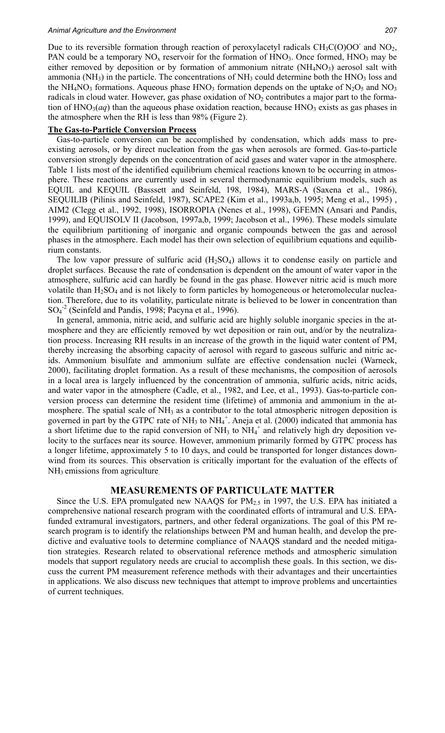Due to its reversible formation through reaction of peroxylacetyl radicals $CH_3C(O)OO^-$ and $NO_2$, PAN could be a temporary $NO_x$ reservoir for the formation of $HNO_3$. Once formed, $HNO_3$ may be either removed by deposition or by formation of ammonium nitrate ($NH_4NO_3$) aerosol salt with ammonia ($NH_3$) in the particle. The concentrations of $NH_3$ could determine both the $HNO_3$ loss and the $NH_4NO_3$ formations. Aqueous phase $HNO_3$ formation depends on the uptake of $N_2O_5$ and $NO_3$ radicals in cloud water. However, gas phase oxidation of $NO_2$ contributes a major part to the formation of $HNO_3(aq)$ than the aqueous phase oxidation reaction, because $HNO_3$ exists as gas phases in the atmosphere when the RH is less than 98% (Figure 2).

**The Gas-to-Particle Conversion Process**

Gas-to-particle conversion can be accomplished by condensation, which adds mass to pre-existing aerosols, or by direct nucleation from the gas when aerosols are formed. Gas-to-particle conversion strongly depends on the concentration of acid gases and water vapor in the atmosphere. Table 1 lists most of the identified equilibrium chemical reactions known to be occurring in atmosphere. These reactions are currently used in several thermodynamic equilibrium models, such as EQUIL and KEQUIL (Basssett and Seinfeld, 198, 1984), MARS-A (Saxena et al., 1986), SEQUILIB (Pilinis and Seinfeld, 1987), SCAPE2 (Kim et al., 1993a,b, 1995; Meng et al., 1995) , AIM2 (Clegg et al., 1992, 1998), ISORROPIA (Nenes et al., 1998), GFEMN (Ansari and Pandis, 1999), and EQUISOLV II (Jacobson, 1997a,b, 1999; Jacobson et al., 1996). These models simulate the equilibrium partitioning of inorganic and organic compounds between the gas and aerosol phases in the atmosphere. Each model has their own selection of equilibrium equations and equilibrium constants.

The low vapor pressure of sulfuric acid ($H_2SO_4$) allows it to condense easily on particle and droplet surfaces. Because the rate of condensation is dependent on the amount of water vapor in the atmosphere, sulfuric acid can hardly be found in the gas phase. However nitric acid is much more volatile than $H_2SO_4$ and is not likely to form particles by homogeneous or heteromolecular nucleation. Therefore, due to its volatility, particulate nitrate is believed to be lower in concentration than $SO_4^{-2}$ (Seinfeld and Pandis, 1998; Pacyna et al., 1996).

In general, ammonia, nitric acid, and sulfuric acid are highly soluble inorganic species in the atmosphere and they are efficiently removed by wet deposition or rain out, and/or by the neutralization process. Increasing RH results in an increase of the growth in the liquid water content of PM, thereby increasing the absorbing capacity of aerosol with regard to gaseous sulfuric and nitric acids. Ammonium bisulfate and ammonium sulfate are effective condensation nuclei (Warneck, 2000), facilitating droplet formation. As a result of these mechanisms, the composition of aerosols in a local area is largely influenced by the concentration of ammonia, sulfuric acids, nitric acids, and water vapor in the atmosphere (Cadle, et al., 1982, and Lee, et al., 1993). Gas-to-particle conversion process can determine the resident time (lifetime) of ammonia and ammonium in the atmosphere. The spatial scale of $NH_3$ as a contributor to the total atmospheric nitrogen deposition is governed in part by the GTPC rate of $NH_3$ to $NH_4^+$. Aneja et al. (2000) indicated that ammonia has a short lifetime due to the rapid conversion of $NH_3$ to $NH_4^+$ and relatively high dry deposition velocity to the surfaces near its source. However, ammonium primarily formed by GTPC process has a longer lifetime, approximately 5 to 10 days, and could be transported for longer distances downwind from its sources. This observation is critically important for the evaluation of the effects of $NH_3$ emissions from agriculture.

## MEASUREMENTS OF PARTICULATE MATTER

Since the U.S. EPA promulgated new NAAQS for $PM_{2.5}$ in 1997, the U.S. EPA has initiated a comprehensive national research program with the coordinated efforts of intramural and U.S. EPA-funded extramural investigators, partners, and other federal organizations. The goal of this PM research program is to identify the relationships between PM and human health, and develop the predictive and evaluative tools to determine compliance of NAAQS standard and the needed mitigation strategies. Research related to observational reference methods and atmospheric simulation models that support regulatory needs are crucial to accomplish these goals. In this section, we discuss the current PM measurement reference methods with their advantages and their uncertainties in applications. We also discuss new techniques that attempt to improve problems and uncertainties of current techniques.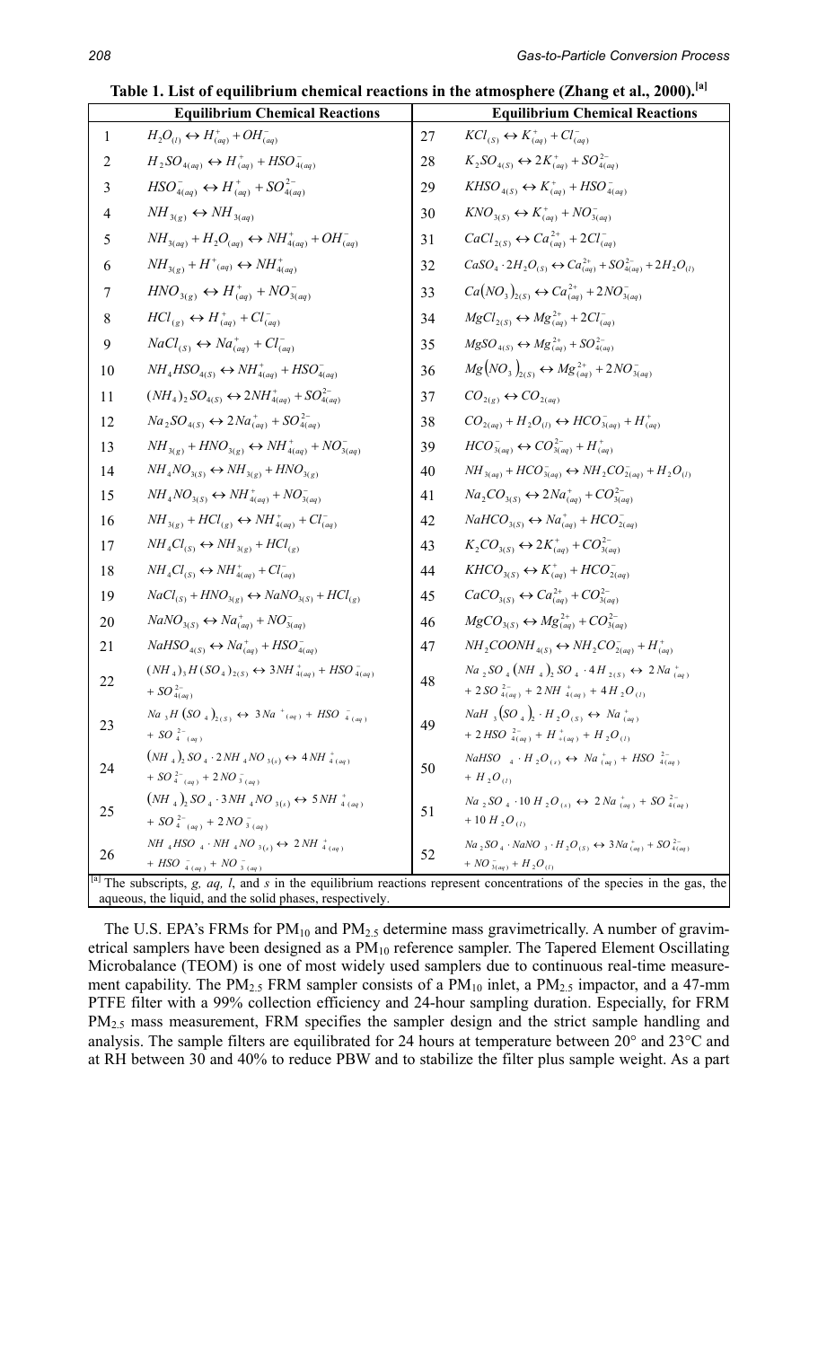**Table 1. List of equilibrium chemical reactions in the atmosphere (Zhang et al., 2000).[a]**

| | Equilibrium Chemical Reactions | | Equilibrium Chemical Reactions |
|---|---|---|---|
| 1 | $H_2O_{(l)} \leftrightarrow H^+_{(aq)} + OH^-_{(aq)}$ | 27 | $KCl_{(S)} \leftrightarrow K^+_{(aq)} + Cl^-_{(aq)}$ |
| 2 | $H_2SO_{4(aq)} \leftrightarrow H^+_{(aq)} + HSO^-_{4(aq)}$ | 28 | $K_2SO_{4(S)} \leftrightarrow 2K^+_{(aq)} + SO^{2-}_{4(aq)}$ |
| 3 | $HSO^-_{4(aq)} \leftrightarrow H^+_{(aq)} + SO^{2-}_{4(aq)}$ | 29 | $KHSO_{4(S)} \leftrightarrow K^+_{(aq)} + HSO^-_{4(aq)}$ |
| 4 | $NH_{3(g)} \leftrightarrow NH_{3(aq)}$ | 30 | $KNO_{3(S)} \leftrightarrow K^+_{(aq)} + NO^-_{3(aq)}$ |
| 5 | $NH_{3(aq)} + H_2O_{(aq)} \leftrightarrow NH^+_{4(aq)} + OH^-_{(aq)}$ | 31 | $CaCl_{2(S)} \leftrightarrow Ca^{2+}_{(aq)} + 2Cl^-_{(aq)}$ |
| 6 | $NH_{3(g)} + H^+_{(aq)} \leftrightarrow NH^+_{4(aq)}$ | 32 | $CaSO_4 \cdot 2H_2O_{(S)} \leftrightarrow Ca^{2+}_{(aq)} + SO^{2-}_{4(aq)} + 2H_2O_{(l)}$ |
| 7 | $HNO_{3(g)} \leftrightarrow H^+_{(aq)} + NO^-_{3(aq)}$ | 33 | $Ca(NO_3)_{2(S)} \leftrightarrow Ca^{2+}_{(aq)} + 2NO^-_{3(aq)}$ |
| 8 | $HCl_{(g)} \leftrightarrow H^+_{(aq)} + Cl^-_{(aq)}$ | 34 | $MgCl_{2(S)} \leftrightarrow Mg^{2+}_{(aq)} + 2Cl^-_{(aq)}$ |
| 9 | $NaCl_{(S)} \leftrightarrow Na^+_{(aq)} + Cl^-_{(aq)}$ | 35 | $MgSO_{4(S)} \leftrightarrow Mg^{2+}_{(aq)} + SO^{2-}_{4(aq)}$ |
| 10 | $NH_4HSO_{4(S)} \leftrightarrow NH^+_{4(aq)} + HSO^-_{4(aq)}$ | 36 | $Mg(NO_3)_{2(S)} \leftrightarrow Mg^{2+}_{(aq)} + 2NO^-_{3(aq)}$ |
| 11 | $(NH_4)_2SO_{4(S)} \leftrightarrow 2NH^+_{4(aq)} + SO^{2-}_{4(aq)}$ | 37 | $CO_{2(g)} \leftrightarrow CO_{2(aq)}$ |
| 12 | $Na_2SO_{4(S)} \leftrightarrow 2Na^+_{(aq)} + SO^{2-}_{4(aq)}$ | 38 | $CO_{2(aq)} + H_2O_{(l)} \leftrightarrow HCO^-_{3(aq)} + H^+_{(aq)}$ |
| 13 | $NH_{3(g)} + HNO_{3(g)} \leftrightarrow NH^+_{4(aq)} + NO^-_{3(aq)}$ | 39 | $HCO^-_{3(aq)} \leftrightarrow CO^{2-}_{3(aq)} + H^+_{(aq)}$ |
| 14 | $NH_4NO_{3(S)} \leftrightarrow NH_{3(g)} + HNO_{3(g)}$ | 40 | $NH_{3(aq)} + HCO^-_{3(aq)} \leftrightarrow NH_2CO^-_{2(aq)} + H_2O_{(l)}$ |
| 15 | $NH_4NO_{3(S)} \leftrightarrow NH^+_{4(aq)} + NO^-_{3(aq)}$ | 41 | $Na_2CO_{3(S)} \leftrightarrow 2Na^+_{(aq)} + CO^{2-}_{3(aq)}$ |
| 16 | $NH_{3(g)} + HCl_{(g)} \leftrightarrow NH^+_{4(aq)} + Cl^-_{(aq)}$ | 42 | $NaHCO_{3(S)} \leftrightarrow Na^+_{(aq)} + HCO^-_{2(aq)}$ |
| 17 | $NH_4Cl_{(S)} \leftrightarrow NH_{3(g)} + HCl_{(g)}$ | 43 | $K_2CO_{3(S)} \leftrightarrow 2K^+_{(aq)} + CO^{2-}_{3(aq)}$ |
| 18 | $NH_4Cl_{(S)} \leftrightarrow NH^+_{4(aq)} + Cl^-_{(aq)}$ | 44 | $KHCO_{3(S)} \leftrightarrow K^+_{(aq)} + HCO^-_{2(aq)}$ |
| 19 | $NaCl_{(S)} + HNO_{3(g)} \leftrightarrow NaNO_{3(S)} + HCl_{(g)}$ | 45 | $CaCO_{3(S)} \leftrightarrow Ca^{2+}_{(aq)} + CO^{2-}_{3(aq)}$ |
| 20 | $NaNO_{3(S)} \leftrightarrow Na^+_{(aq)} + NO^-_{3(aq)}$ | 46 | $MgCO_{3(S)} \leftrightarrow Mg^{2+}_{(aq)} + CO^{2-}_{3(aq)}$ |
| 21 | $NaHSO_{4(S)} \leftrightarrow Na^+_{(aq)} + HSO^-_{4(aq)}$ | 47 | $NH_2COONH_{4(S)} \leftrightarrow NH_2CO^-_{2(aq)} + H^+_{(aq)}$ |
| 22 | $(NH_4)_3H(SO_4)_{2(S)} \leftrightarrow 3NH^+_{4(aq)} + HSO^-_{4(aq)} + SO^{2-}_{4(aq)}$ | 48 | $Na_2SO_4(NH_4)_2SO_4 \cdot 4H_{2(S)} \leftrightarrow 2Na^+_{(aq)} + 2SO^{2-}_{4(aq)} + 2NH^+_{4(aq)} + 4H_2O_{(l)}$ |
| 23 | $Na_3H(SO_4)_{2(S)} \leftrightarrow 3Na^+_{(aq)} + HSO^-_{4(aq)} + SO^{2-}_{4(aq)}$ | 49 | $NaH_3(SO_4)_2 \cdot H_2O_{(S)} \leftrightarrow Na^+_{(aq)} + 2HSO^{2-}_{4(aq)} + H^+_{+(aq)} + H_2O_{(l)}$ |
| 24 | $(NH_4)_2SO_4 \cdot 2NH_4NO_{3(s)} \leftrightarrow 4NH^+_{4(aq)} + SO^{2-}_{4(aq)} + 2NO^-_{3(aq)}$ | 50 | $NaHSO_4 \cdot H_2O_{(s)} \leftrightarrow Na^+_{(aq)} + HSO^{2-}_{4(aq)} + H_2O_{(l)}$ |
| 25 | $(NH_4)_2SO_4 \cdot 3NH_4NO_{3(s)} \leftrightarrow 5NH^+_{4(aq)} + SO^{2-}_{4(aq)} + 2NO^-_{3(aq)}$ | 51 | $Na_2SO_4 \cdot 10H_2O_{(s)} \leftrightarrow 2Na^+_{(aq)} + SO^{2-}_{4(aq)} + 10H_2O_{(l)}$ |
| 26 | $NH_4HSO_4 \cdot NH_4NO_{3(s)} \leftrightarrow 2NH^+_{4(aq)} + HSO^-_{4(aq)} + NO^-_{3(aq)}$ | 52 | $Na_2SO_4 \cdot NaNO_3 \cdot H_2O_{(S)} \leftrightarrow 3Na^+_{(aq)} + SO^{2-}_{4(aq)} + NO^-_{3(aq)} + H_2O_{(l)}$ |

[a] The subscripts, *g, aq, l*, and *s* in the equilibrium reactions represent concentrations of the species in the gas, the aqueous, the liquid, and the solid phases, respectively.

The U.S. EPA's FRMs for $PM_{10}$ and $PM_{2.5}$ determine mass gravimetrically. A number of gravimetrical samplers have been designed as a $PM_{10}$ reference sampler. The Tapered Element Oscillating Microbalance (TEOM) is one of most widely used samplers due to continuous real-time measurement capability. The $PM_{2.5}$ FRM sampler consists of a $PM_{10}$ inlet, a $PM_{2.5}$ impactor, and a 47-mm PTFE filter with a 99% collection efficiency and 24-hour sampling duration. Especially, for FRM $PM_{2.5}$ mass measurement, FRM specifies the sampler design and the strict sample handling and analysis. The sample filters are equilibrated for 24 hours at temperature between 20° and 23°C and at RH between 30 and 40% to reduce PBW and to stabilize the filter plus sample weight. As a part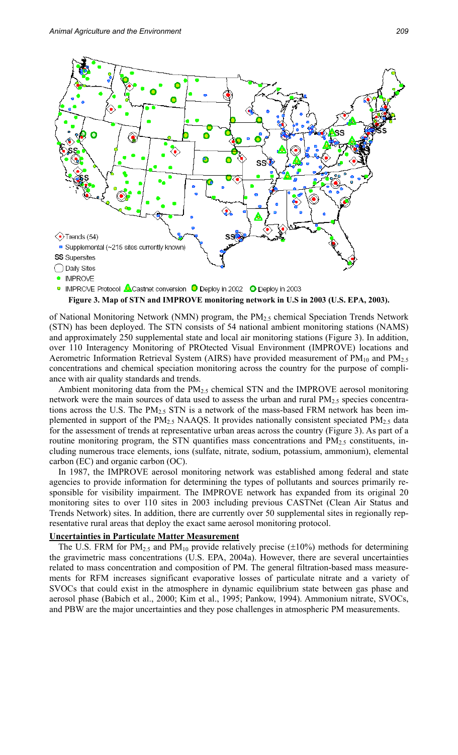**Figure 3. Map of STN and IMPROVE monitoring network in U.S in 2003 (U.S. EPA, 2003).**

of National Monitoring Network (NMN) program, the $PM_{2.5}$ chemical Speciation Trends Network (STN) has been deployed. The STN consists of 54 national ambient monitoring stations (NAMS) and approximately 250 supplemental state and local air monitoring stations (Figure 3). In addition, over 110 Interagency Monitoring of PROtected Visual Environment (IMPROVE) locations and Aerometric Information Retrieval System (AIRS) have provided measurement of $PM_{10}$ and $PM_{2.5}$ concentrations and chemical speciation monitoring across the country for the purpose of compliance with air quality standards and trends.

Ambient monitoring data from the $PM_{2.5}$ chemical STN and the IMPROVE aerosol monitoring network were the main sources of data used to assess the urban and rural $PM_{2.5}$ species concentrations across the U.S. The $PM_{2.5}$ STN is a network of the mass-based FRM network has been implemented in support of the $PM_{2.5}$ NAAQS. It provides nationally consistent speciated $PM_{2.5}$ data for the assessment of trends at representative urban areas across the country (Figure 3). As part of a routine monitoring program, the STN quantifies mass concentrations and $PM_{2.5}$ constituents, including numerous trace elements, ions (sulfate, nitrate, sodium, potassium, ammonium), elemental carbon (EC) and organic carbon (OC).

In 1987, the IMPROVE aerosol monitoring network was established among federal and state agencies to provide information for determining the types of pollutants and sources primarily responsible for visibility impairment. The IMPROVE network has expanded from its original 20 monitoring sites to over 110 sites in 2003 including previous CASTNet (Clean Air Status and Trends Network) sites. In addition, there are currently over 50 supplemental sites in regionally representative rural areas that deploy the exact same aerosol monitoring protocol.

**Uncertainties in Particulate Matter Measurement**

The U.S. FRM for $PM_{2.5}$ and $PM_{10}$ provide relatively precise ($\pm$10%) methods for determining the gravimetric mass concentrations (U.S. EPA, 2004a). However, there are several uncertainties related to mass concentration and composition of PM. The general filtration-based mass measurements for RFM increases significant evaporative losses of particulate nitrate and a variety of SVOCs that could exist in the atmosphere in dynamic equilibrium state between gas phase and aerosol phase (Babich et al., 2000; Kim et al., 1995; Pankow, 1994). Ammonium nitrate, SVOCs, and PBW are the major uncertainties and they pose challenges in atmospheric PM measurements.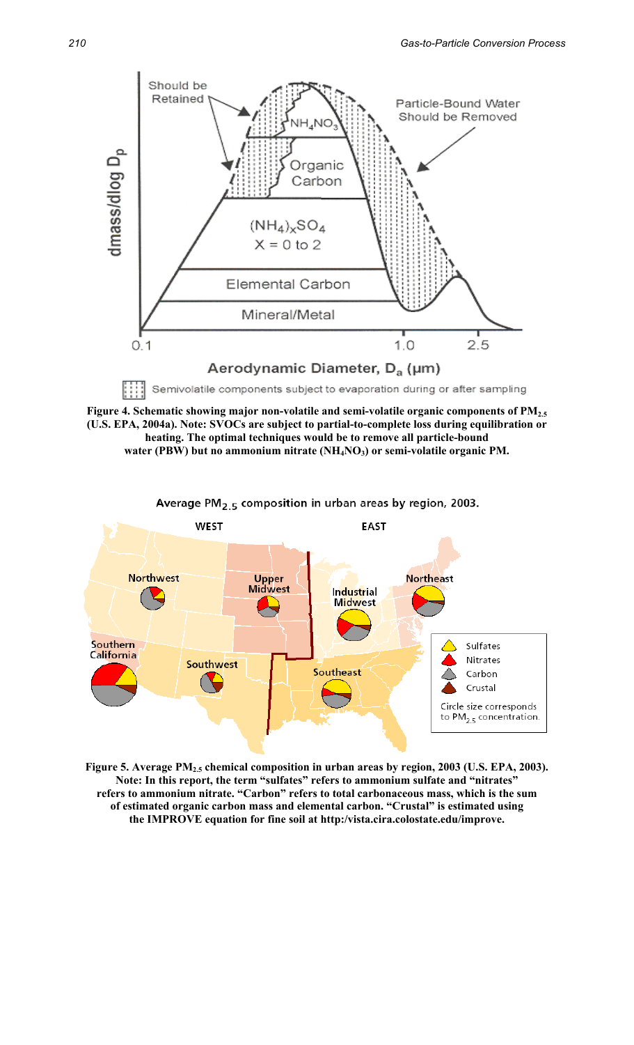**Figure 4. Schematic showing major non-volatile and semi-volatile organic components of $PM_{2.5}$ (U.S. EPA, 2004a). Note: SVOCs are subject to partial-to-complete loss during equilibration or heating. The optimal techniques would be to remove all particle-bound water (PBW) but no ammonium nitrate ($NH_4NO_3$) or semi-volatile organic PM.**

**Figure 5. Average $PM_{2.5}$ chemical composition in urban areas by region, 2003 (U.S. EPA, 2003). Note: In this report, the term "sulfates" refers to ammonium sulfate and "nitrates" refers to ammonium nitrate. "Carbon" refers to total carbonaceous mass, which is the sum of estimated organic carbon mass and elemental carbon. "Crustal" is estimated using the IMPROVE equation for fine soil at http:/vista.cira.colostate.edu/improve.**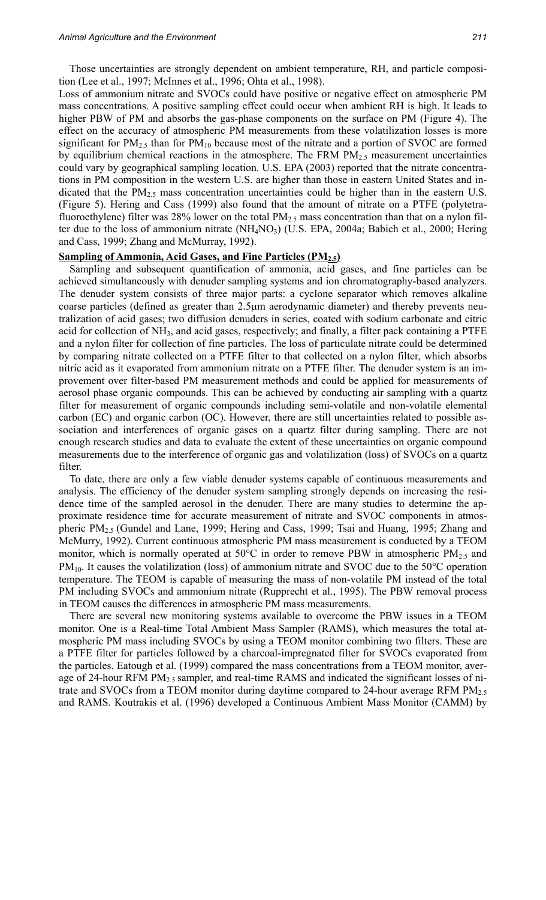Those uncertainties are strongly dependent on ambient temperature, RH, and particle composition (Lee et al., 1997; McInnes et al., 1996; Ohta et al., 1998).

Loss of ammonium nitrate and SVOCs could have positive or negative effect on atmospheric PM mass concentrations. A positive sampling effect could occur when ambient RH is high. It leads to higher PBW of PM and absorbs the gas-phase components on the surface on PM (Figure 4). The effect on the accuracy of atmospheric PM measurements from these volatilization losses is more significant for $PM_{2.5}$ than for $PM_{10}$ because most of the nitrate and a portion of SVOC are formed by equilibrium chemical reactions in the atmosphere. The FRM $PM_{2.5}$ measurement uncertainties could vary by geographical sampling location. U.S. EPA (2003) reported that the nitrate concentrations in PM composition in the western U.S. are higher than those in eastern United States and indicated that the $PM_{2.5}$ mass concentration uncertainties could be higher than in the eastern U.S. (Figure 5). Hering and Cass (1999) also found that the amount of nitrate on a PTFE (polytetrafluoroethylene) filter was 28% lower on the total $PM_{2.5}$ mass concentration than that on a nylon filter due to the loss of ammonium nitrate ($NH_4NO_3$) (U.S. EPA, 2004a; Babich et al., 2000; Hering and Cass, 1999; Zhang and McMurray, 1992).

**Sampling of Ammonia, Acid Gases, and Fine Particles ($PM_{2.5}$)**

Sampling and subsequent quantification of ammonia, acid gases, and fine particles can be achieved simultaneously with denuder sampling systems and ion chromatography-based analyzers. The denuder system consists of three major parts: a cyclone separator which removes alkaline coarse particles (defined as greater than 2.5μm aerodynamic diameter) and thereby prevents neutralization of acid gases; two diffusion denuders in series, coated with sodium carbonate and citric acid for collection of $NH_3$, and acid gases, respectively; and finally, a filter pack containing a PTFE and a nylon filter for collection of fine particles. The loss of particulate nitrate could be determined by comparing nitrate collected on a PTFE filter to that collected on a nylon filter, which absorbs nitric acid as it evaporated from ammonium nitrate on a PTFE filter. The denuder system is an improvement over filter-based PM measurement methods and could be applied for measurements of aerosol phase organic compounds. This can be achieved by conducting air sampling with a quartz filter for measurement of organic compounds including semi-volatile and non-volatile elemental carbon (EC) and organic carbon (OC). However, there are still uncertainties related to possible association and interferences of organic gases on a quartz filter during sampling. There are not enough research studies and data to evaluate the extent of these uncertainties on organic compound measurements due to the interference of organic gas and volatilization (loss) of SVOCs on a quartz filter.

To date, there are only a few viable denuder systems capable of continuous measurements and analysis. The efficiency of the denuder system sampling strongly depends on increasing the residence time of the sampled aerosol in the denuder. There are many studies to determine the approximate residence time for accurate measurement of nitrate and SVOC components in atmospheric $PM_{2.5}$ (Gundel and Lane, 1999; Hering and Cass, 1999; Tsai and Huang, 1995; Zhang and McMurry, 1992). Current continuous atmospheric PM mass measurement is conducted by a TEOM monitor, which is normally operated at 50°C in order to remove PBW in atmospheric $PM_{2.5}$ and $PM_{10}$. It causes the volatilization (loss) of ammonium nitrate and SVOC due to the 50°C operation temperature. The TEOM is capable of measuring the mass of non-volatile PM instead of the total PM including SVOCs and ammonium nitrate (Rupprecht et al., 1995). The PBW removal process in TEOM causes the differences in atmospheric PM mass measurements.

There are several new monitoring systems available to overcome the PBW issues in a TEOM monitor. One is a Real-time Total Ambient Mass Sampler (RAMS), which measures the total atmospheric PM mass including SVOCs by using a TEOM monitor combining two filters. These are a PTFE filter for particles followed by a charcoal-impregnated filter for SVOCs evaporated from the particles. Eatough et al. (1999) compared the mass concentrations from a TEOM monitor, average of 24-hour RFM $PM_{2.5}$ sampler, and real-time RAMS and indicated the significant losses of nitrate and SVOCs from a TEOM monitor during daytime compared to 24-hour average RFM $PM_{2.5}$ and RAMS. Koutrakis et al. (1996) developed a Continuous Ambient Mass Monitor (CAMM) by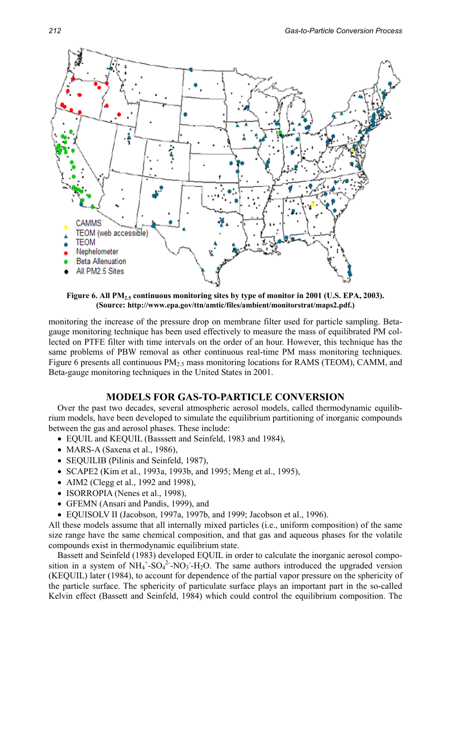Figure 6. All $PM_{2.5}$ continuous monitoring sites by type of monitor in 2001 (U.S. EPA, 2003). (Source: http://www.epa.gov/ttn/amtic/files/ambient/monitorstrat/maps2.pdf.)

monitoring the increase of the pressure drop on membrane filter used for particle sampling. Beta-gauge monitoring technique has been used effectively to measure the mass of equilibrated PM collected on PTFE filter with time intervals on the order of an hour. However, this technique has the same problems of PBW removal as other continuous real-time PM mass monitoring techniques. Figure 6 presents all continuous $PM_{2.5}$ mass monitoring locations for RAMS (TEOM), CAMM, and Beta-gauge monitoring techniques in the United States in 2001.

## MODELS FOR GAS-TO-PARTICLE CONVERSION

Over the past two decades, several atmospheric aerosol models, called thermodynamic equilibrium models, have been developed to simulate the equilibrium partitioning of inorganic compounds between the gas and aerosol phases. These include:

- EQUIL and KEQUIL (Basssett and Seinfeld, 1983 and 1984),
- MARS-A (Saxena et al., 1986),
- SEQUILIB (Pilinis and Seinfeld, 1987),
- SCAPE2 (Kim et al., 1993a, 1993b, and 1995; Meng et al., 1995),
- AIM2 (Clegg et al., 1992 and 1998),
- ISORROPIA (Nenes et al., 1998),
- GFEMN (Ansari and Pandis, 1999), and
- EQUISOLV II (Jacobson, 1997a, 1997b, and 1999; Jacobson et al., 1996).

All these models assume that all internally mixed particles (i.e., uniform composition) of the same size range have the same chemical composition, and that gas and aqueous phases for the volatile compounds exist in thermodynamic equilibrium state.

Bassett and Seinfeld (1983) developed EQUIL in order to calculate the inorganic aerosol composition in a system of $NH_4^+$-$SO_4^{2-}$-$NO_3^-$-$H_2O$. The same authors introduced the upgraded version (KEQUIL) later (1984), to account for dependence of the partial vapor pressure on the sphericity of the particle surface. The sphericity of particulate surface plays an important part in the so-called Kelvin effect (Bassett and Seinfeld, 1984) which could control the equilibrium composition. The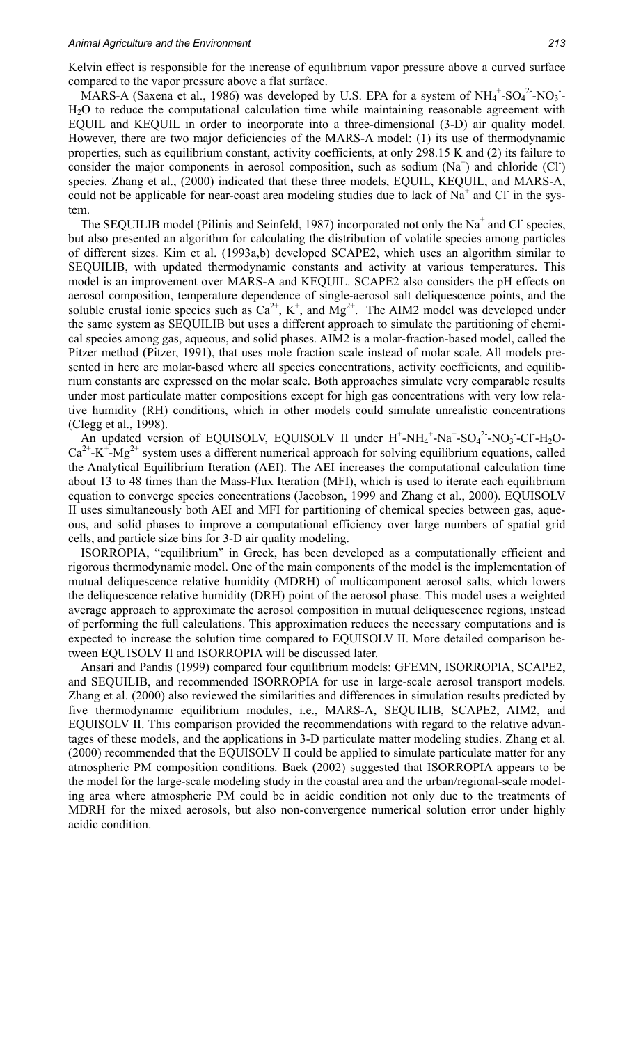Kelvin effect is responsible for the increase of equilibrium vapor pressure above a curved surface compared to the vapor pressure above a flat surface.

MARS-A (Saxena et al., 1986) was developed by U.S. EPA for a system of $NH_4^+$-$SO_4^{2-}$-$NO_3^-$-$H_2O$ to reduce the computational calculation time while maintaining reasonable agreement with EQUIL and KEQUIL in order to incorporate into a three-dimensional (3-D) air quality model. However, there are two major deficiencies of the MARS-A model: (1) its use of thermodynamic properties, such as equilibrium constant, activity coefficients, at only 298.15 K and (2) its failure to consider the major components in aerosol composition, such as sodium ($Na^+$) and chloride ($Cl^-$) species. Zhang et al., (2000) indicated that these three models, EQUIL, KEQUIL, and MARS-A, could not be applicable for near-coast area modeling studies due to lack of $Na^+$ and $Cl^-$ in the system.

The SEQUILIB model (Pilinis and Seinfeld, 1987) incorporated not only the $Na^+$ and $Cl^-$ species, but also presented an algorithm for calculating the distribution of volatile species among particles of different sizes. Kim et al. (1993a,b) developed SCAPE2, which uses an algorithm similar to SEQUILIB, with updated thermodynamic constants and activity at various temperatures. This model is an improvement over MARS-A and KEQUIL. SCAPE2 also considers the pH effects on aerosol composition, temperature dependence of single-aerosol salt deliquescence points, and the soluble crustal ionic species such as $Ca^{2+}$, $K^+$, and $Mg^{2+}$. The AIM2 model was developed under the same system as SEQUILIB but uses a different approach to simulate the partitioning of chemical species among gas, aqueous, and solid phases. AIM2 is a molar-fraction-based model, called the Pitzer method (Pitzer, 1991), that uses mole fraction scale instead of molar scale. All models presented in here are molar-based where all species concentrations, activity coefficients, and equilibrium constants are expressed on the molar scale. Both approaches simulate very comparable results under most particulate matter compositions except for high gas concentrations with very low relative humidity (RH) conditions, which in other models could simulate unrealistic concentrations (Clegg et al., 1998).

An updated version of EQUISOLV, EQUISOLV II under $H^+$-$NH_4^+$-$Na^+$-$SO_4^{2-}$-$NO_3^-$-$Cl^-$-$H_2O$-$Ca^{2+}$-$K^+$-$Mg^{2+}$ system uses a different numerical approach for solving equilibrium equations, called the Analytical Equilibrium Iteration (AEI). The AEI increases the computational calculation time about 13 to 48 times than the Mass-Flux Iteration (MFI), which is used to iterate each equilibrium equation to converge species concentrations (Jacobson, 1999 and Zhang et al., 2000). EQUISOLV II uses simultaneously both AEI and MFI for partitioning of chemical species between gas, aqueous, and solid phases to improve a computational efficiency over large numbers of spatial grid cells, and particle size bins for 3-D air quality modeling.

ISORROPIA, "equilibrium" in Greek, has been developed as a computationally efficient and rigorous thermodynamic model. One of the main components of the model is the implementation of mutual deliquescence relative humidity (MDRH) of multicomponent aerosol salts, which lowers the deliquescence relative humidity (DRH) point of the aerosol phase. This model uses a weighted average approach to approximate the aerosol composition in mutual deliquescence regions, instead of performing the full calculations. This approximation reduces the necessary computations and is expected to increase the solution time compared to EQUISOLV II. More detailed comparison between EQUISOLV II and ISORROPIA will be discussed later.

Ansari and Pandis (1999) compared four equilibrium models: GFEMN, ISORROPIA, SCAPE2, and SEQUILIB, and recommended ISORROPIA for use in large-scale aerosol transport models. Zhang et al. (2000) also reviewed the similarities and differences in simulation results predicted by five thermodynamic equilibrium modules, i.e., MARS-A, SEQUILIB, SCAPE2, AIM2, and EQUISOLV II. This comparison provided the recommendations with regard to the relative advantages of these models, and the applications in 3-D particulate matter modeling studies. Zhang et al. (2000) recommended that the EQUISOLV II could be applied to simulate particulate matter for any atmospheric PM composition conditions. Baek (2002) suggested that ISORROPIA appears to be the model for the large-scale modeling study in the coastal area and the urban/regional-scale modeling area where atmospheric PM could be in acidic condition not only due to the treatments of MDRH for the mixed aerosols, but also non-convergence numerical solution error under highly acidic condition.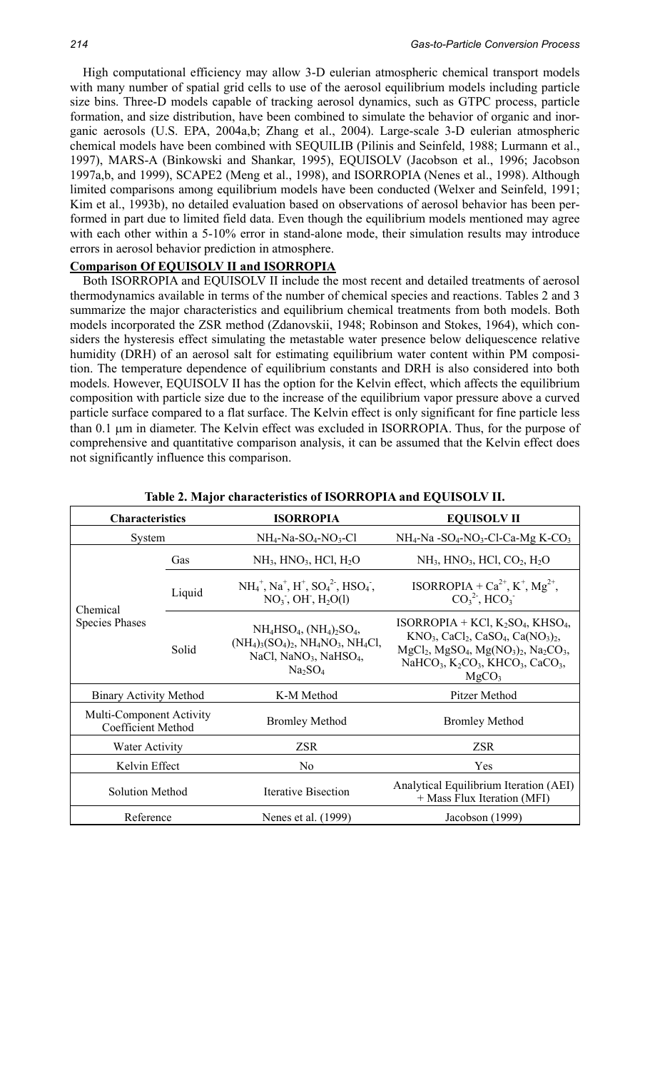High computational efficiency may allow 3-D eulerian atmospheric chemical transport models with many number of spatial grid cells to use of the aerosol equilibrium models including particle size bins. Three-D models capable of tracking aerosol dynamics, such as GTPC process, particle formation, and size distribution, have been combined to simulate the behavior of organic and inorganic aerosols (U.S. EPA, 2004a,b; Zhang et al., 2004). Large-scale 3-D eulerian atmospheric chemical models have been combined with SEQUILIB (Pilinis and Seinfeld, 1988; Lurmann et al., 1997), MARS-A (Binkowski and Shankar, 1995), EQUISOLV (Jacobson et al., 1996; Jacobson 1997a,b, and 1999), SCAPE2 (Meng et al., 1998), and ISORROPIA (Nenes et al., 1998). Although limited comparisons among equilibrium models have been conducted (Welxer and Seinfeld, 1991; Kim et al., 1993b), no detailed evaluation based on observations of aerosol behavior has been performed in part due to limited field data. Even though the equilibrium models mentioned may agree with each other within a 5-10% error in stand-alone mode, their simulation results may introduce errors in aerosol behavior prediction in atmosphere.

**Comparison Of EQUISOLV II and ISORROPIA**

Both ISORROPIA and EQUISOLV II include the most recent and detailed treatments of aerosol thermodynamics available in terms of the number of chemical species and reactions. Tables 2 and 3 summarize the major characteristics and equilibrium chemical treatments from both models. Both models incorporated the ZSR method (Zdanovskii, 1948; Robinson and Stokes, 1964), which considers the hysteresis effect simulating the metastable water presence below deliquescence relative humidity (DRH) of an aerosol salt for estimating equilibrium water content within PM composition. The temperature dependence of equilibrium constants and DRH is also considered into both models. However, EQUISOLV II has the option for the Kelvin effect, which affects the equilibrium composition with particle size due to the increase of the equilibrium vapor pressure above a curved particle surface compared to a flat surface. The Kelvin effect is only significant for fine particle less than 0.1 μm in diameter. The Kelvin effect was excluded in ISORROPIA. Thus, for the purpose of comprehensive and quantitative comparison analysis, it can be assumed that the Kelvin effect does not significantly influence this comparison.

**Table 2. Major characteristics of ISORROPIA and EQUISOLV II.**

| Characteristics | | ISORROPIA | EQUISOLV II |
|---|---|---|---|
| System | | $NH_4$-Na-$SO_4$-$NO_3$-Cl | $NH_4$-Na -$SO_4$-$NO_3$-Cl-Ca-Mg K-$CO_3$ |
| Chemical Species Phases | Gas | $NH_3$, $HNO_3$, HCl, $H_2O$ | $NH_3$, $HNO_3$, HCl, $CO_2$, $H_2O$ |
| | Liquid | $NH_4^+$, $Na^+$, $H^+$, $SO_4^{2-}$, $HSO_4^-$, $NO_3^-$, $OH^-$, $H_2O(l)$ | ISORROPIA + $Ca^{2+}$, $K^+$, $Mg^{2+}$, $CO_3^{2-}$, $HCO_3^-$ |
| | Solid | $NH_4HSO_4$, $(NH_4)_2SO_4$, $(NH_4)_3(SO_4)_2$, $NH_4NO_3$, $NH_4Cl$, NaCl, $NaNO_3$, $NaHSO_4$, $Na_2SO_4$ | ISORROPIA + KCl, $K_2SO_4$, $KHSO_4$, $KNO_3$, $CaCl_2$, $CaSO_4$, $Ca(NO_3)_2$, $MgCl_2$, $MgSO_4$, $Mg(NO_3)_2$, $Na_2CO_3$, $NaHCO_3$, $K_2CO_3$, $KHCO_3$, $CaCO_3$, $MgCO_3$ |
| Binary Activity Method | | K-M Method | Pitzer Method |
| Multi-Component Activity Coefficient Method | | Bromley Method | Bromley Method |
| Water Activity | | ZSR | ZSR |
| Kelvin Effect | | No | Yes |
| Solution Method | | Iterative Bisection | Analytical Equilibrium Iteration (AEI) + Mass Flux Iteration (MFI) |
| Reference | | Nenes et al. (1999) | Jacobson (1999) |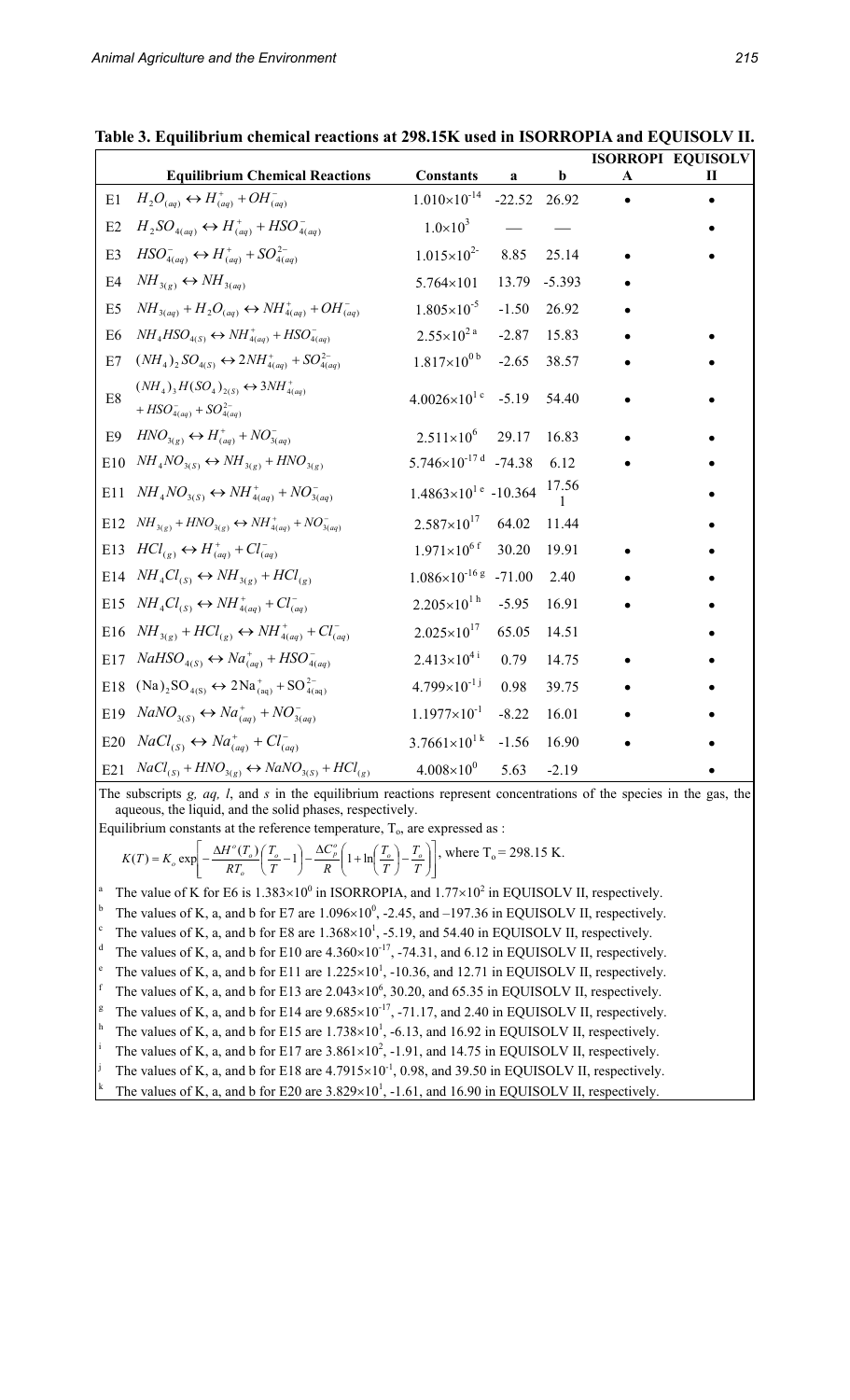**Table 3. Equilibrium chemical reactions at 298.15K used in ISORROPIA and EQUISOLV II.**

| | Equilibrium Chemical Reactions | Constants | a | b | ISORROPIA | EQUISOLV II |
|---|---|---|---|---|---|---|
| E1 | $H_2O_{(aq)} \leftrightarrow H^+_{(aq)} + OH^-_{(aq)}$ | $1.010\times10^{-14}$ | -22.52 | 26.92 | • | • |
| E2 | $H_2SO_{4(aq)} \leftrightarrow H^+_{(aq)} + HSO^-_{4(aq)}$ | $1.0\times10^{3}$ | — | — | | • |
| E3 | $HSO^-_{4(aq)} \leftrightarrow H^+_{(aq)} + SO^{2-}_{4(aq)}$ | $1.015\times10^{2-}$ | 8.85 | 25.14 | • | • |
| E4 | $NH_{3(g)} \leftrightarrow NH_{3(aq)}$ | $5.764\times101$ | 13.79 | -5.393 | • | |
| E5 | $NH_{3(aq)} + H_2O_{(aq)} \leftrightarrow NH^+_{4(aq)} + OH^-_{(aq)}$ | $1.805\times10^{-5}$ | -1.50 | 26.92 | • | |
| E6 | $NH_4HSO_{4(S)} \leftrightarrow NH^+_{4(aq)} + HSO^-_{4(aq)}$ | $2.55\times10^{2}$ [a] | -2.87 | 15.83 | • | • |
| E7 | $(NH_4)_2SO_{4(S)} \leftrightarrow 2NH^+_{4(aq)} + SO^{2-}_{4(aq)}$ | $1.817\times10^{0}$ [b] | -2.65 | 38.57 | • | • |
| E8 | $(NH_4)_3H(SO_4)_{2(S)} \leftrightarrow 3NH^+_{4(aq)} + HSO^-_{4(aq)} + SO^{2-}_{4(aq)}$ | $4.0026\times10^{1}$ [c] | -5.19 | 54.40 | • | • |
| E9 | $HNO_{3(g)} \leftrightarrow H^+_{(aq)} + NO^-_{3(aq)}$ | $2.511\times10^{6}$ | 29.17 | 16.83 | • | • |
| E10 | $NH_4NO_{3(S)} \leftrightarrow NH_{3(g)} + HNO_{3(g)}$ | $5.746\times10^{-17}$ [d] | -74.38 | 6.12 | • | • |
| E11 | $NH_4NO_{3(S)} \leftrightarrow NH^+_{4(aq)} + NO^-_{3(aq)}$ | $1.4863\times10^{1}$ [e] | -10.364 | 17.561 | | • |
| E12 | $NH_{3(g)} + HNO_{3(g)} \leftrightarrow NH^+_{4(aq)} + NO^-_{3(aq)}$ | $2.587\times10^{17}$ | 64.02 | 11.44 | | • |
| E13 | $HCl_{(g)} \leftrightarrow H^+_{(aq)} + Cl^-_{(aq)}$ | $1.971\times10^{6}$ [f] | 30.20 | 19.91 | • | • |
| E14 | $NH_4Cl_{(S)} \leftrightarrow NH_{3(g)} + HCl_{(g)}$ | $1.086\times10^{-16}$ [g] | -71.00 | 2.40 | • | • |
| E15 | $NH_4Cl_{(S)} \leftrightarrow NH^+_{4(aq)} + Cl^-_{(aq)}$ | $2.205\times10^{1}$ [h] | -5.95 | 16.91 | • | • |
| E16 | $NH_{3(g)} + HCl_{(g)} \leftrightarrow NH^+_{4(aq)} + Cl^-_{(aq)}$ | $2.025\times10^{17}$ | 65.05 | 14.51 | | • |
| E17 | $NaHSO_{4(S)} \leftrightarrow Na^+_{(aq)} + HSO^-_{4(aq)}$ | $2.413\times10^{4}$ [i] | 0.79 | 14.75 | • | • |
| E18 | $(Na)_2SO_{4(S)} \leftrightarrow 2Na^+_{(aq)} + SO^{2-}_{4(aq)}$ | $4.799\times10^{-1}$ [j] | 0.98 | 39.75 | • | • |
| E19 | $NaNO_{3(S)} \leftrightarrow Na^+_{(aq)} + NO^-_{3(aq)}$ | $1.1977\times10^{-1}$ | -8.22 | 16.01 | • | • |
| E20 | $NaCl_{(S)} \leftrightarrow Na^+_{(aq)} + Cl^-_{(aq)}$ | $3.7661\times10^{1}$ [k] | -1.56 | 16.90 | • | • |
| E21 | $NaCl_{(S)} + HNO_{3(g)} \leftrightarrow NaNO_{3(S)} + HCl_{(g)}$ | $4.008\times10^{0}$ | 5.63 | -2.19 | | • |

The subscripts *g, aq, l,* and *s* in the equilibrium reactions represent concentrations of the species in the gas, the aqueous, the liquid, and the solid phases, respectively.

Equilibrium constants at the reference temperature, $T_o$, are expressed as :

$$K(T) = K_o \exp\left[-\frac{\Delta H^o(T_o)}{RT_o}\left(\frac{T_o}{T}-1\right) - \frac{\Delta C^o_p}{R}\left(1+\ln\left(\frac{T_o}{T}\right)-\frac{T_o}{T}\right)\right], \text{ where } T_o = 298.15 \text{ K.}$$

[a] The value of K for E6 is $1.383\times10^{0}$ in ISORROPIA, and $1.77\times10^{2}$ in EQUISOLV II, respectively.

[b] The values of K, a, and b for E7 are $1.096\times10^{0}$, -2.45, and –197.36 in EQUISOLV II, respectively.

[c] The values of K, a, and b for E8 are $1.368\times10^{1}$, -5.19, and 54.40 in EQUISOLV II, respectively.

[d] The values of K, a, and b for E10 are $4.360\times10^{-17}$, -74.31, and 6.12 in EQUISOLV II, respectively.

[e] The values of K, a, and b for E11 are $1.225\times10^{1}$, -10.36, and 12.71 in EQUISOLV II, respectively.

[f] The values of K, a, and b for E13 are $2.043\times10^{6}$, 30.20, and 65.35 in EQUISOLV II, respectively.

[g] The values of K, a, and b for E14 are $9.685\times10^{-17}$, -71.17, and 2.40 in EQUISOLV II, respectively.

[h] The values of K, a, and b for E15 are $1.738\times10^{1}$, -6.13, and 16.92 in EQUISOLV II, respectively.

[i] The values of K, a, and b for E17 are $3.861\times10^{2}$, -1.91, and 14.75 in EQUISOLV II, respectively.

[j] The values of K, a, and b for E18 are $4.7915\times10^{-1}$, 0.98, and 39.50 in EQUISOLV II, respectively.

[k] The values of K, a, and b for E20 are $3.829\times10^{1}$, -1.61, and 16.90 in EQUISOLV II, respectively.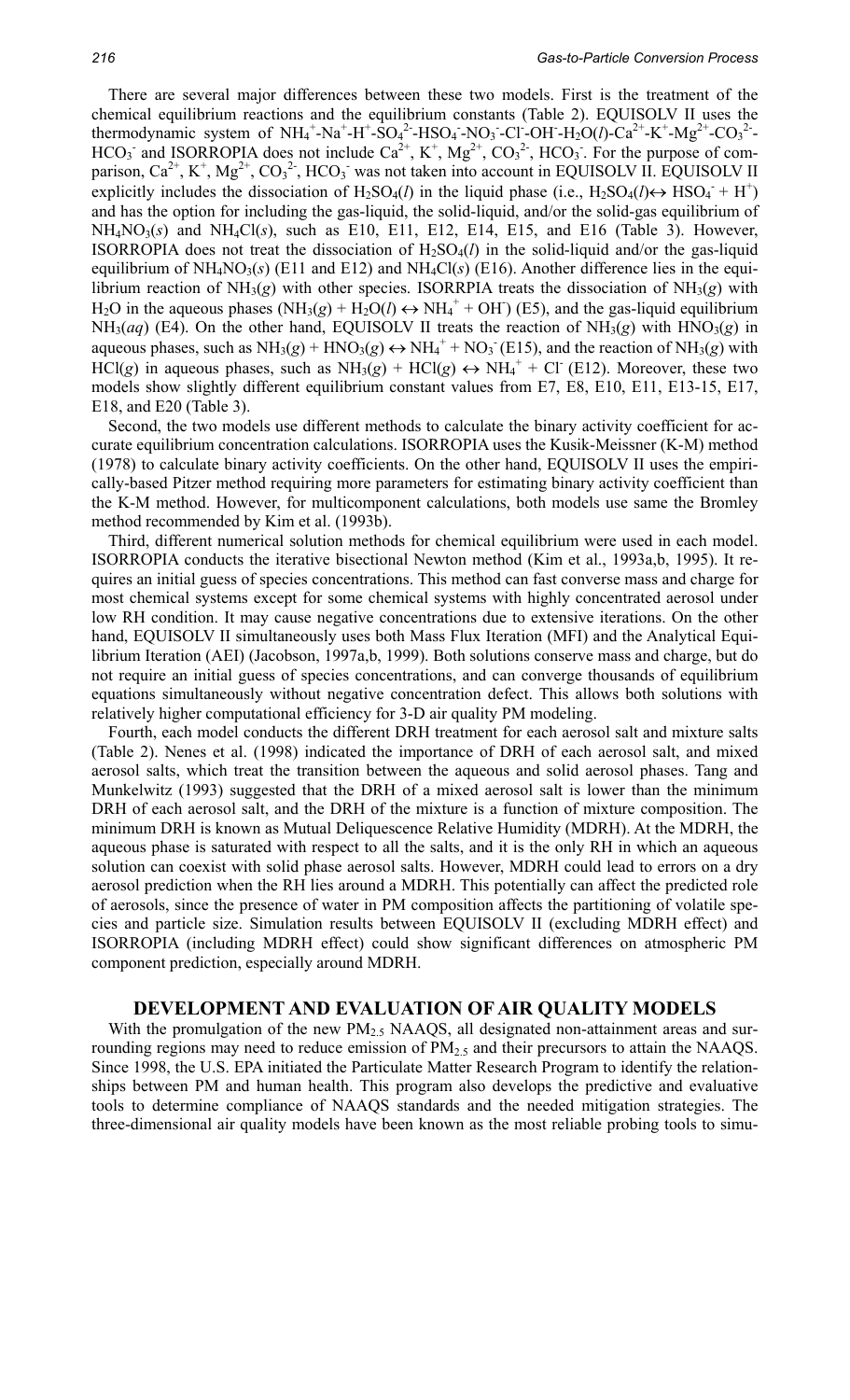There are several major differences between these two models. First is the treatment of the chemical equilibrium reactions and the equilibrium constants (Table 2). EQUISOLV II uses the thermodynamic system of $NH_4^+$-$Na^+$-$H^+$-$SO_4^{2-}$-$HSO_4^-$-$NO_3^-$-$Cl^-$-$OH^-$-$H_2O(l)$-$Ca^{2+}$-$K^+$-$Mg^{2+}$-$CO_3^{2-}$-$HCO_3^-$ and ISORROPIA does not include $Ca^{2+}$, $K^+$, $Mg^{2+}$, $CO_3^{2-}$, $HCO_3^-$. For the purpose of comparison, $Ca^{2+}$, $K^+$, $Mg^{2+}$, $CO_3^{2-}$, $HCO_3^-$ was not taken into account in EQUISOLV II. EQUISOLV II explicitly includes the dissociation of $H_2SO_4(l)$ in the liquid phase (i.e., $H_2SO_4(l) \leftrightarrow HSO_4^- + H^+$) and has the option for including the gas-liquid, the solid-liquid, and/or the solid-gas equilibrium of $NH_4NO_3(s)$ and $NH_4Cl(s)$, such as E10, E11, E12, E14, E15, and E16 (Table 3). However, ISORROPIA does not treat the dissociation of $H_2SO_4(l)$ in the solid-liquid and/or the gas-liquid equilibrium of $NH_4NO_3(s)$ (E11 and E12) and $NH_4Cl(s)$ (E16). Another difference lies in the equilibrium reaction of $NH_3(g)$ with other species. ISORRPIA treats the dissociation of $NH_3(g)$ with $H_2O$ in the aqueous phases ($NH_3(g) + H_2O(l) \leftrightarrow NH_4^+ + OH^-$) (E5), and the gas-liquid equilibrium $NH_3(aq)$ (E4). On the other hand, EQUISOLV II treats the reaction of $NH_3(g)$ with $HNO_3(g)$ in aqueous phases, such as $NH_3(g) + HNO_3(g) \leftrightarrow NH_4^+ + NO_3^-$ (E15), and the reaction of $NH_3(g)$ with $HCl(g)$ in aqueous phases, such as $NH_3(g) + HCl(g) \leftrightarrow NH_4^+ + Cl^-$ (E12). Moreover, these two models show slightly different equilibrium constant values from E7, E8, E10, E11, E13-15, E17, E18, and E20 (Table 3).

Second, the two models use different methods to calculate the binary activity coefficient for accurate equilibrium concentration calculations. ISORROPIA uses the Kusik-Meissner (K-M) method (1978) to calculate binary activity coefficients. On the other hand, EQUISOLV II uses the empirically-based Pitzer method requiring more parameters for estimating binary activity coefficient than the K-M method. However, for multicomponent calculations, both models use same the Bromley method recommended by Kim et al. (1993b).

Third, different numerical solution methods for chemical equilibrium were used in each model. ISORROPIA conducts the iterative bisectional Newton method (Kim et al., 1993a,b, 1995). It requires an initial guess of species concentrations. This method can fast converse mass and charge for most chemical systems except for some chemical systems with highly concentrated aerosol under low RH condition. It may cause negative concentrations due to extensive iterations. On the other hand, EQUISOLV II simultaneously uses both Mass Flux Iteration (MFI) and the Analytical Equilibrium Iteration (AEI) (Jacobson, 1997a,b, 1999). Both solutions conserve mass and charge, but do not require an initial guess of species concentrations, and can converge thousands of equilibrium equations simultaneously without negative concentration defect. This allows both solutions with relatively higher computational efficiency for 3-D air quality PM modeling.

Fourth, each model conducts the different DRH treatment for each aerosol salt and mixture salts (Table 2). Nenes et al. (1998) indicated the importance of DRH of each aerosol salt, and mixed aerosol salts, which treat the transition between the aqueous and solid aerosol phases. Tang and Munkelwitz (1993) suggested that the DRH of a mixed aerosol salt is lower than the minimum DRH of each aerosol salt, and the DRH of the mixture is a function of mixture composition. The minimum DRH is known as Mutual Deliquescence Relative Humidity (MDRH). At the MDRH, the aqueous phase is saturated with respect to all the salts, and it is the only RH in which an aqueous solution can coexist with solid phase aerosol salts. However, MDRH could lead to errors on a dry aerosol prediction when the RH lies around a MDRH. This potentially can affect the predicted role of aerosols, since the presence of water in PM composition affects the partitioning of volatile species and particle size. Simulation results between EQUISOLV II (excluding MDRH effect) and ISORROPIA (including MDRH effect) could show significant differences on atmospheric PM component prediction, especially around MDRH.

## DEVELOPMENT AND EVALUATION OF AIR QUALITY MODELS

With the promulgation of the new $PM_{2.5}$ NAAQS, all designated non-attainment areas and surrounding regions may need to reduce emission of $PM_{2.5}$ and their precursors to attain the NAAQS. Since 1998, the U.S. EPA initiated the Particulate Matter Research Program to identify the relationships between PM and human health. This program also develops the predictive and evaluative tools to determine compliance of NAAQS standards and the needed mitigation strategies. The three-dimensional air quality models have been known as the most reliable probing tools to simu-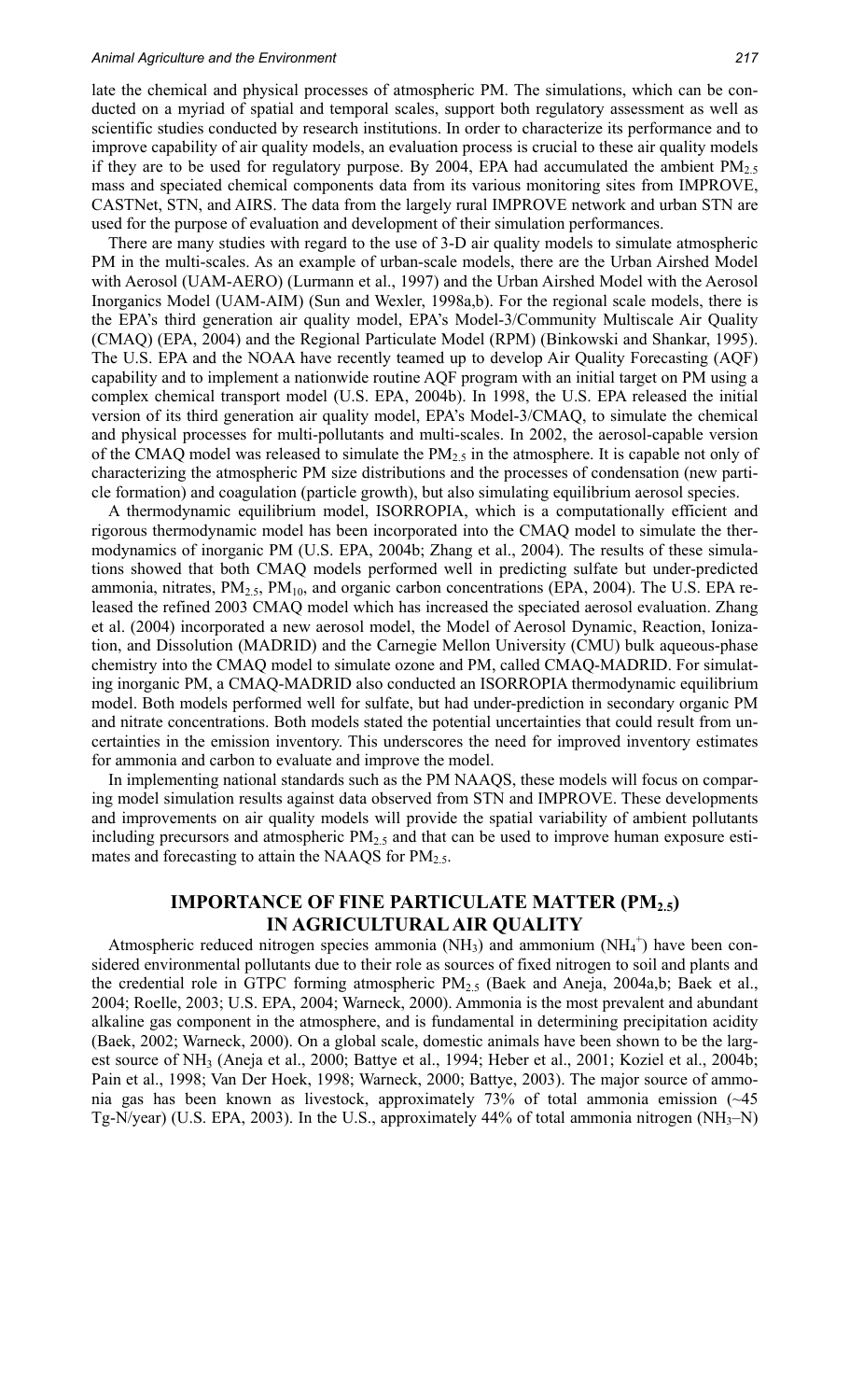late the chemical and physical processes of atmospheric PM. The simulations, which can be conducted on a myriad of spatial and temporal scales, support both regulatory assessment as well as scientific studies conducted by research institutions. In order to characterize its performance and to improve capability of air quality models, an evaluation process is crucial to these air quality models if they are to be used for regulatory purpose. By 2004, EPA had accumulated the ambient $PM_{2.5}$ mass and speciated chemical components data from its various monitoring sites from IMPROVE, CASTNet, STN, and AIRS. The data from the largely rural IMPROVE network and urban STN are used for the purpose of evaluation and development of their simulation performances.

There are many studies with regard to the use of 3-D air quality models to simulate atmospheric PM in the multi-scales. As an example of urban-scale models, there are the Urban Airshed Model with Aerosol (UAM-AERO) (Lurmann et al., 1997) and the Urban Airshed Model with the Aerosol Inorganics Model (UAM-AIM) (Sun and Wexler, 1998a,b). For the regional scale models, there is the EPA's third generation air quality model, EPA's Model-3/Community Multiscale Air Quality (CMAQ) (EPA, 2004) and the Regional Particulate Model (RPM) (Binkowski and Shankar, 1995). The U.S. EPA and the NOAA have recently teamed up to develop Air Quality Forecasting (AQF) capability and to implement a nationwide routine AQF program with an initial target on PM using a complex chemical transport model (U.S. EPA, 2004b). In 1998, the U.S. EPA released the initial version of its third generation air quality model, EPA's Model-3/CMAQ, to simulate the chemical and physical processes for multi-pollutants and multi-scales. In 2002, the aerosol-capable version of the CMAQ model was released to simulate the $PM_{2.5}$ in the atmosphere. It is capable not only of characterizing the atmospheric PM size distributions and the processes of condensation (new particle formation) and coagulation (particle growth), but also simulating equilibrium aerosol species.

A thermodynamic equilibrium model, ISORROPIA, which is a computationally efficient and rigorous thermodynamic model has been incorporated into the CMAQ model to simulate the thermodynamics of inorganic PM (U.S. EPA, 2004b; Zhang et al., 2004). The results of these simulations showed that both CMAQ models performed well in predicting sulfate but under-predicted ammonia, nitrates, $PM_{2.5}$, $PM_{10}$, and organic carbon concentrations (EPA, 2004). The U.S. EPA released the refined 2003 CMAQ model which has increased the speciated aerosol evaluation. Zhang et al. (2004) incorporated a new aerosol model, the Model of Aerosol Dynamic, Reaction, Ionization, and Dissolution (MADRID) and the Carnegie Mellon University (CMU) bulk aqueous-phase chemistry into the CMAQ model to simulate ozone and PM, called CMAQ-MADRID. For simulating inorganic PM, a CMAQ-MADRID also conducted an ISORROPIA thermodynamic equilibrium model. Both models performed well for sulfate, but had under-prediction in secondary organic PM and nitrate concentrations. Both models stated the potential uncertainties that could result from uncertainties in the emission inventory. This underscores the need for improved inventory estimates for ammonia and carbon to evaluate and improve the model.

In implementing national standards such as the PM NAAQS, these models will focus on comparing model simulation results against data observed from STN and IMPROVE. These developments and improvements on air quality models will provide the spatial variability of ambient pollutants including precursors and atmospheric $PM_{2.5}$ and that can be used to improve human exposure estimates and forecasting to attain the NAAQS for $PM_{2.5}$.

## IMPORTANCE OF FINE PARTICULATE MATTER ($PM_{2.5}$) IN AGRICULTURAL AIR QUALITY

Atmospheric reduced nitrogen species ammonia ($NH_3$) and ammonium ($NH_4^+$) have been considered environmental pollutants due to their role as sources of fixed nitrogen to soil and plants and the credential role in GTPC forming atmospheric $PM_{2.5}$ (Baek and Aneja, 2004a,b; Baek et al., 2004; Roelle, 2003; U.S. EPA, 2004; Warneck, 2000). Ammonia is the most prevalent and abundant alkaline gas component in the atmosphere, and is fundamental in determining precipitation acidity (Baek, 2002; Warneck, 2000). On a global scale, domestic animals have been shown to be the largest source of $NH_3$ (Aneja et al., 2000; Battye et al., 1994; Heber et al., 2001; Koziel et al., 2004b; Pain et al., 1998; Van Der Hoek, 1998; Warneck, 2000; Battye, 2003). The major source of ammonia gas has been known as livestock, approximately 73% of total ammonia emission (~45 Tg-N/year) (U.S. EPA, 2003). In the U.S., approximately 44% of total ammonia nitrogen ($NH_3$–N)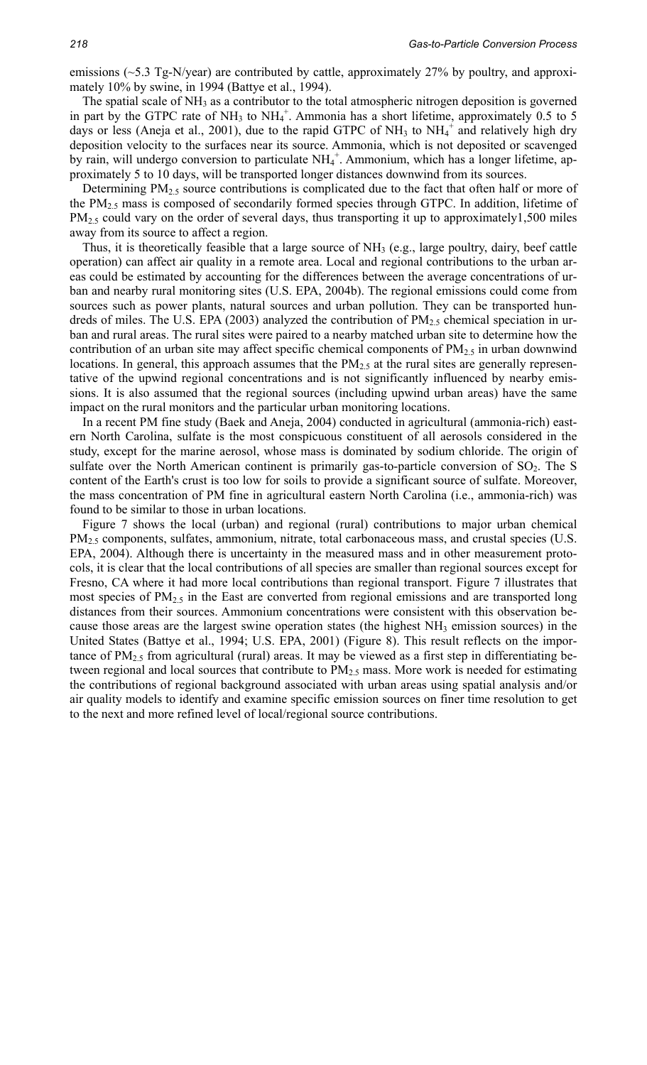emissions (~5.3 Tg-N/year) are contributed by cattle, approximately 27% by poultry, and approximately 10% by swine, in 1994 (Battye et al., 1994).

The spatial scale of $NH_3$ as a contributor to the total atmospheric nitrogen deposition is governed in part by the GTPC rate of $NH_3$ to $NH_4^+$. Ammonia has a short lifetime, approximately 0.5 to 5 days or less (Aneja et al., 2001), due to the rapid GTPC of $NH_3$ to $NH_4^+$ and relatively high dry deposition velocity to the surfaces near its source. Ammonia, which is not deposited or scavenged by rain, will undergo conversion to particulate $NH_4^+$. Ammonium, which has a longer lifetime, approximately 5 to 10 days, will be transported longer distances downwind from its sources.

Determining $PM_{2.5}$ source contributions is complicated due to the fact that often half or more of the $PM_{2.5}$ mass is composed of secondarily formed species through GTPC. In addition, lifetime of $PM_{2.5}$ could vary on the order of several days, thus transporting it up to approximately1,500 miles away from its source to affect a region.

Thus, it is theoretically feasible that a large source of $NH_3$ (e.g., large poultry, dairy, beef cattle operation) can affect air quality in a remote area. Local and regional contributions to the urban areas could be estimated by accounting for the differences between the average concentrations of urban and nearby rural monitoring sites (U.S. EPA, 2004b). The regional emissions could come from sources such as power plants, natural sources and urban pollution. They can be transported hundreds of miles. The U.S. EPA (2003) analyzed the contribution of $PM_{2.5}$ chemical speciation in urban and rural areas. The rural sites were paired to a nearby matched urban site to determine how the contribution of an urban site may affect specific chemical components of $PM_{2.5}$ in urban downwind locations. In general, this approach assumes that the $PM_{2.5}$ at the rural sites are generally representative of the upwind regional concentrations and is not significantly influenced by nearby emissions. It is also assumed that the regional sources (including upwind urban areas) have the same impact on the rural monitors and the particular urban monitoring locations.

In a recent PM fine study (Baek and Aneja, 2004) conducted in agricultural (ammonia-rich) eastern North Carolina, sulfate is the most conspicuous constituent of all aerosols considered in the study, except for the marine aerosol, whose mass is dominated by sodium chloride. The origin of sulfate over the North American continent is primarily gas-to-particle conversion of $SO_2$. The S content of the Earth's crust is too low for soils to provide a significant source of sulfate. Moreover, the mass concentration of PM fine in agricultural eastern North Carolina (i.e., ammonia-rich) was found to be similar to those in urban locations.

Figure 7 shows the local (urban) and regional (rural) contributions to major urban chemical $PM_{2.5}$ components, sulfates, ammonium, nitrate, total carbonaceous mass, and crustal species (U.S. EPA, 2004). Although there is uncertainty in the measured mass and in other measurement protocols, it is clear that the local contributions of all species are smaller than regional sources except for Fresno, CA where it had more local contributions than regional transport. Figure 7 illustrates that most species of $PM_{2.5}$ in the East are converted from regional emissions and are transported long distances from their sources. Ammonium concentrations were consistent with this observation because those areas are the largest swine operation states (the highest $NH_3$ emission sources) in the United States (Battye et al., 1994; U.S. EPA, 2001) (Figure 8). This result reflects on the importance of $PM_{2.5}$ from agricultural (rural) areas. It may be viewed as a first step in differentiating between regional and local sources that contribute to $PM_{2.5}$ mass. More work is needed for estimating the contributions of regional background associated with urban areas using spatial analysis and/or air quality models to identify and examine specific emission sources on finer time resolution to get to the next and more refined level of local/regional source contributions.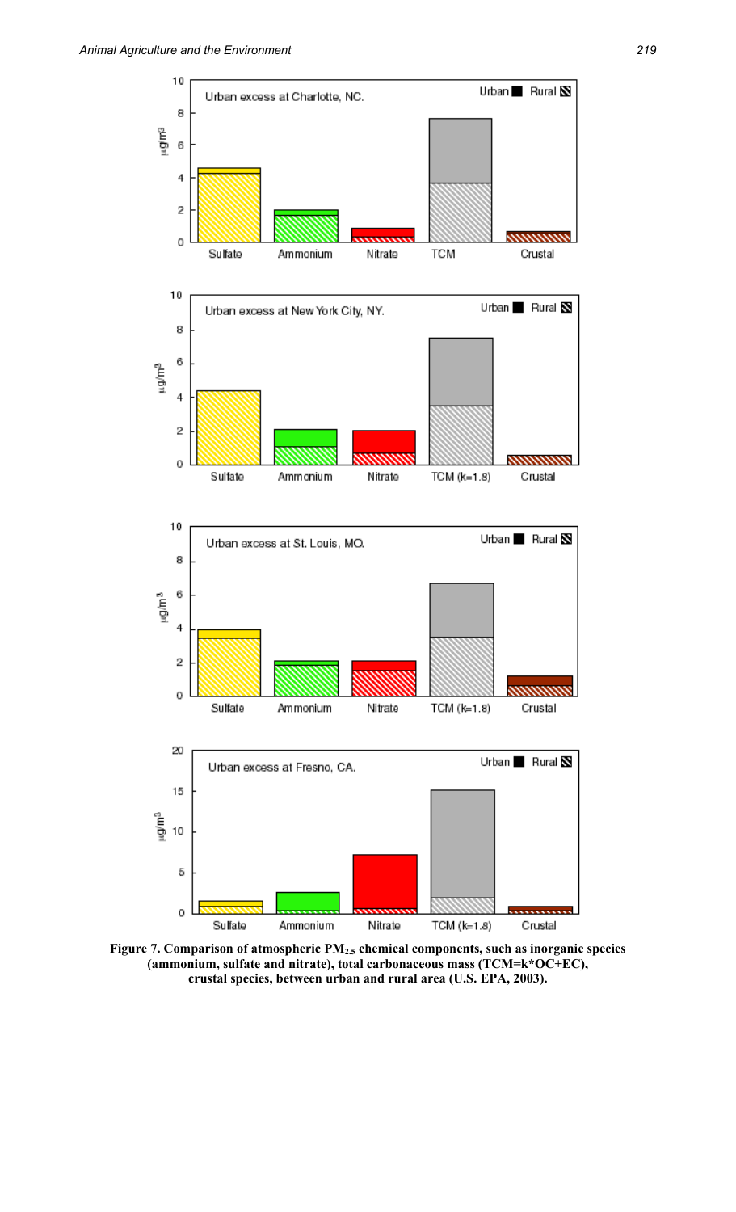**Figure 7. Comparison of atmospheric $PM_{2.5}$ chemical components, such as inorganic species (ammonium, sulfate and nitrate), total carbonaceous mass (TCM=k*OC+EC), crustal species, between urban and rural area (U.S. EPA, 2003).**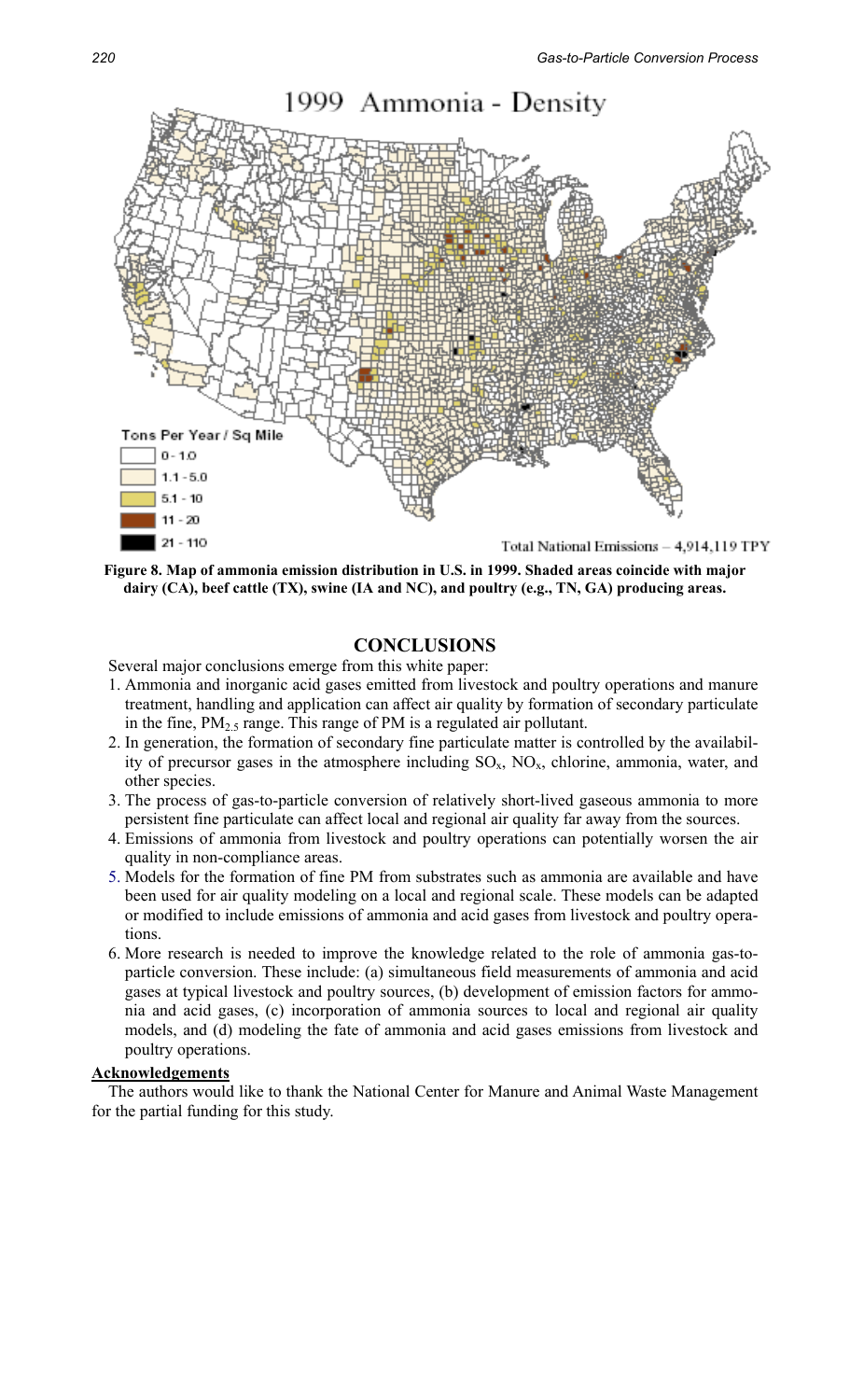**Figure 8. Map of ammonia emission distribution in U.S. in 1999. Shaded areas coincide with major dairy (CA), beef cattle (TX), swine (IA and NC), and poultry (e.g., TN, GA) producing areas.**

## CONCLUSIONS

Several major conclusions emerge from this white paper:

1. Ammonia and inorganic acid gases emitted from livestock and poultry operations and manure treatment, handling and application can affect air quality by formation of secondary particulate in the fine, $PM_{2.5}$ range. This range of PM is a regulated air pollutant.
2. In generation, the formation of secondary fine particulate matter is controlled by the availability of precursor gases in the atmosphere including $SO_x$, $NO_x$, chlorine, ammonia, water, and other species.
3. The process of gas-to-particle conversion of relatively short-lived gaseous ammonia to more persistent fine particulate can affect local and regional air quality far away from the sources.
4. Emissions of ammonia from livestock and poultry operations can potentially worsen the air quality in non-compliance areas.
5. Models for the formation of fine PM from substrates such as ammonia are available and have been used for air quality modeling on a local and regional scale. These models can be adapted or modified to include emissions of ammonia and acid gases from livestock and poultry operations.
6. More research is needed to improve the knowledge related to the role of ammonia gas-to-particle conversion. These include: (a) simultaneous field measurements of ammonia and acid gases at typical livestock and poultry sources, (b) development of emission factors for ammonia and acid gases, (c) incorporation of ammonia sources to local and regional air quality models, and (d) modeling the fate of ammonia and acid gases emissions from livestock and poultry operations.

**Acknowledgements**

The authors would like to thank the National Center for Manure and Animal Waste Management for the partial funding for this study.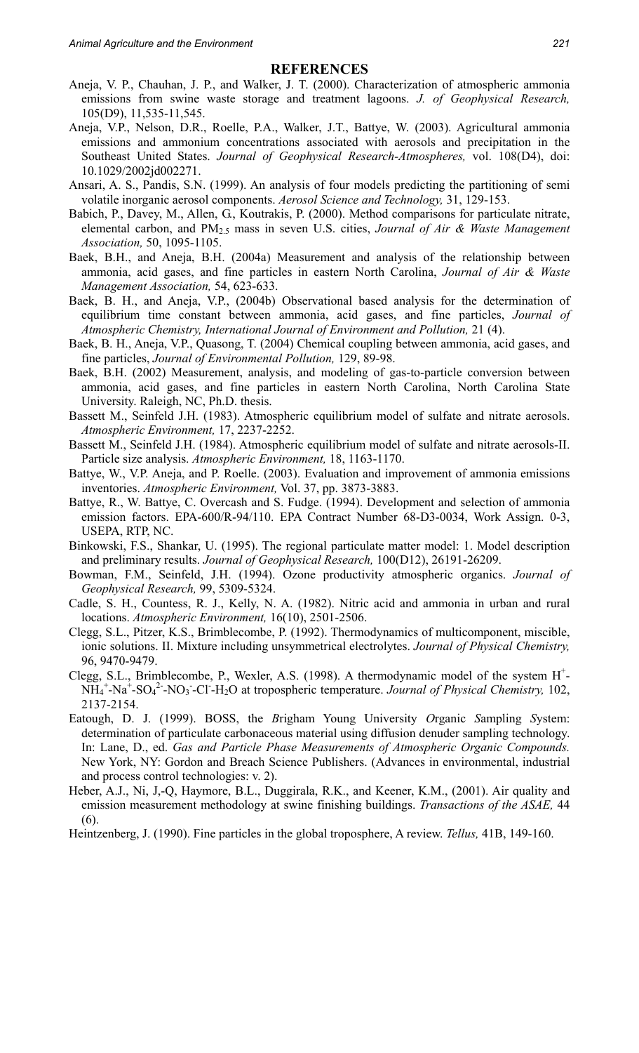## REFERENCES

Aneja, V. P., Chauhan, J. P., and Walker, J. T. (2000). Characterization of atmospheric ammonia emissions from swine waste storage and treatment lagoons. *J. of Geophysical Research,* 105(D9), 11,535-11,545.

Aneja, V.P., Nelson, D.R., Roelle, P.A., Walker, J.T., Battye, W. (2003). Agricultural ammonia emissions and ammonium concentrations associated with aerosols and precipitation in the Southeast United States. *Journal of Geophysical Research-Atmospheres,* vol. 108(D4), doi: 10.1029/2002jd002271.

Ansari, A. S., Pandis, S.N. (1999). An analysis of four models predicting the partitioning of semi volatile inorganic aerosol components. *Aerosol Science and Technology,* 31, 129-153.

Babich, P., Davey, M., Allen, G., Koutrakis, P. (2000). Method comparisons for particulate nitrate, elemental carbon, and $PM_{2.5}$ mass in seven U.S. cities, *Journal of Air & Waste Management Association,* 50, 1095-1105.

Baek, B.H., and Aneja, B.H. (2004a) Measurement and analysis of the relationship between ammonia, acid gases, and fine particles in eastern North Carolina, *Journal of Air & Waste Management Association,* 54, 623-633.

Baek, B. H., and Aneja, V.P., (2004b) Observational based analysis for the determination of equilibrium time constant between ammonia, acid gases, and fine particles, *Journal of Atmospheric Chemistry, International Journal of Environment and Pollution,* 21 (4).

Baek, B. H., Aneja, V.P., Quasong, T. (2004) Chemical coupling between ammonia, acid gases, and fine particles, *Journal of Environmental Pollution,* 129, 89-98.

Baek, B.H. (2002) Measurement, analysis, and modeling of gas-to-particle conversion between ammonia, acid gases, and fine particles in eastern North Carolina, North Carolina State University. Raleigh, NC, Ph.D. thesis.

Bassett M., Seinfeld J.H. (1983). Atmospheric equilibrium model of sulfate and nitrate aerosols. *Atmospheric Environment,* 17, 2237-2252.

Bassett M., Seinfeld J.H. (1984). Atmospheric equilibrium model of sulfate and nitrate aerosols-II. Particle size analysis. *Atmospheric Environment,* 18, 1163-1170.

Battye, W., V.P. Aneja, and P. Roelle. (2003). Evaluation and improvement of ammonia emissions inventories. *Atmospheric Environment,* Vol. 37, pp. 3873-3883.

Battye, R., W. Battye, C. Overcash and S. Fudge. (1994). Development and selection of ammonia emission factors. EPA-600/R-94/110. EPA Contract Number 68-D3-0034, Work Assign. 0-3, USEPA, RTP, NC.

Binkowski, F.S., Shankar, U. (1995). The regional particulate matter model: 1. Model description and preliminary results. *Journal of Geophysical Research,* 100(D12), 26191-26209.

Bowman, F.M., Seinfeld, J.H. (1994). Ozone productivity atmospheric organics. *Journal of Geophysical Research,* 99, 5309-5324.

Cadle, S. H., Countess, R. J., Kelly, N. A. (1982). Nitric acid and ammonia in urban and rural locations. *Atmospheric Environment,* 16(10), 2501-2506.

Clegg, S.L., Pitzer, K.S., Brimblecombe, P. (1992). Thermodynamics of multicomponent, miscible, ionic solutions. II. Mixture including unsymmetrical electrolytes. *Journal of Physical Chemistry,* 96, 9470-9479.

Clegg, S.L., Brimblecombe, P., Wexler, A.S. (1998). A thermodynamic model of the system $H^+$-$NH_4^+$-$Na^+$-$SO_4^{2-}$-$NO_3^-$-$Cl^-$-$H_2O$ at tropospheric temperature. *Journal of Physical Chemistry,* 102, 2137-2154.

Eatough, D. J. (1999). BOSS, the *B*righam Young University *O*rganic *S*ampling *S*ystem: determination of particulate carbonaceous material using diffusion denuder sampling technology. In: Lane, D., ed. *Gas and Particle Phase Measurements of Atmospheric Organic Compounds.* New York, NY: Gordon and Breach Science Publishers. (Advances in environmental, industrial and process control technologies: v. 2).

Heber, A.J., Ni, J,-Q, Haymore, B.L., Duggirala, R.K., and Keener, K.M., (2001). Air quality and emission measurement methodology at swine finishing buildings. *Transactions of the ASAE,* 44 (6).

Heintzenberg, J. (1990). Fine particles in the global troposphere, A review. *Tellus,* 41B, 149-160.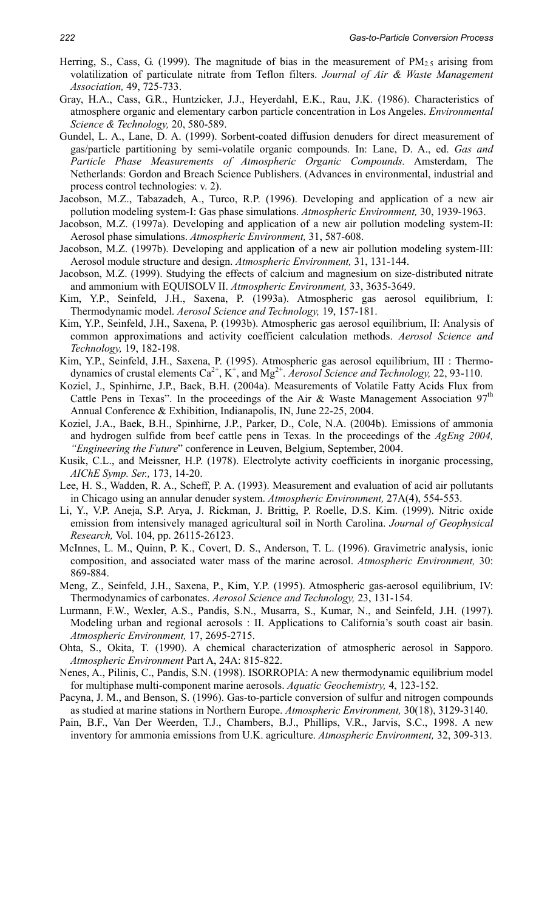Herring, S., Cass, G. (1999). The magnitude of bias in the measurement of $PM_{2.5}$ arising from volatilization of particulate nitrate from Teflon filters. *Journal of Air & Waste Management Association,* 49, 725-733.

Gray, H.A., Cass, G.R., Huntzicker, J.J., Heyerdahl, E.K., Rau, J.K. (1986). Characteristics of atmosphere organic and elementary carbon particle concentration in Los Angeles. *Environmental Science & Technology,* 20, 580-589.

Gundel, L. A., Lane, D. A. (1999). Sorbent-coated diffusion denuders for direct measurement of gas/particle partitioning by semi-volatile organic compounds. In: Lane, D. A., ed. *Gas and Particle Phase Measurements of Atmospheric Organic Compounds.* Amsterdam, The Netherlands: Gordon and Breach Science Publishers. (Advances in environmental, industrial and process control technologies: v. 2).

Jacobson, M.Z., Tabazadeh, A., Turco, R.P. (1996). Developing and application of a new air pollution modeling system-I: Gas phase simulations. *Atmospheric Environment,* 30, 1939-1963.

Jacobson, M.Z. (1997a). Developing and application of a new air pollution modeling system-II: Aerosol phase simulations. *Atmospheric Environment,* 31, 587-608.

Jacobson, M.Z. (1997b). Developing and application of a new air pollution modeling system-III: Aerosol module structure and design. *Atmospheric Environment,* 31, 131-144.

Jacobson, M.Z. (1999). Studying the effects of calcium and magnesium on size-distributed nitrate and ammonium with EQUISOLV II. *Atmospheric Environment,* 33, 3635-3649.

Kim, Y.P., Seinfeld, J.H., Saxena, P. (1993a). Atmospheric gas aerosol equilibrium, I: Thermodynamic model. *Aerosol Science and Technology,* 19, 157-181.

Kim, Y.P., Seinfeld, J.H., Saxena, P. (1993b). Atmospheric gas aerosol equilibrium, II: Analysis of common approximations and activity coefficient calculation methods. *Aerosol Science and Technology,* 19, 182-198.

Kim, Y.P., Seinfeld, J.H., Saxena, P. (1995). Atmospheric gas aerosol equilibrium, III : Thermodynamics of crustal elements $Ca^{2+}$, $K^{+}$, and $Mg^{2+}$. *Aerosol Science and Technology,* 22, 93-110.

Koziel, J., Spinhirne, J.P., Baek, B.H. (2004a). Measurements of Volatile Fatty Acids Flux from Cattle Pens in Texas". In the proceedings of the Air & Waste Management Association 97th Annual Conference & Exhibition, Indianapolis, IN, June 22-25, 2004.

Koziel, J.A., Baek, B.H., Spinhirne, J.P., Parker, D., Cole, N.A. (2004b). Emissions of ammonia and hydrogen sulfide from beef cattle pens in Texas. In the proceedings of the *AgEng 2004, "Engineering the Future*" conference in Leuven, Belgium, September, 2004.

Kusik, C.L., and Meissner, H.P. (1978). Electrolyte activity coefficients in inorganic processing, *AIChE Symp. Ser.,* 173, 14-20.

Lee, H. S., Wadden, R. A., Scheff, P. A. (1993). Measurement and evaluation of acid air pollutants in Chicago using an annular denuder system. *Atmospheric Environment,* 27A(4), 554-553.

Li, Y., V.P. Aneja, S.P. Arya, J. Rickman, J. Brittig, P. Roelle, D.S. Kim. (1999). Nitric oxide emission from intensively managed agricultural soil in North Carolina. *Journal of Geophysical Research,* Vol. 104, pp. 26115-26123.

McInnes, L. M., Quinn, P. K., Covert, D. S., Anderson, T. L. (1996). Gravimetric analysis, ionic composition, and associated water mass of the marine aerosol. *Atmospheric Environment,* 30: 869-884.

Meng, Z., Seinfeld, J.H., Saxena, P., Kim, Y.P. (1995). Atmospheric gas-aerosol equilibrium, IV: Thermodynamics of carbonates. *Aerosol Science and Technology,* 23, 131-154.

Lurmann, F.W., Wexler, A.S., Pandis, S.N., Musarra, S., Kumar, N., and Seinfeld, J.H. (1997). Modeling urban and regional aerosols : II. Applications to California's south coast air basin. *Atmospheric Environment,* 17, 2695-2715.

Ohta, S., Okita, T. (1990). A chemical characterization of atmospheric aerosol in Sapporo. *Atmospheric Environment* Part A, 24A: 815-822.

Nenes, A., Pilinis, C., Pandis, S.N. (1998). ISORROPIA: A new thermodynamic equilibrium model for multiphase multi-component marine aerosols. *Aquatic Geochemistry,* 4, 123-152.

Pacyna, J. M., and Benson, S. (1996). Gas-to-particle conversion of sulfur and nitrogen compounds as studied at marine stations in Northern Europe. *Atmospheric Environment,* 30(18), 3129-3140.

Pain, B.F., Van Der Weerden, T.J., Chambers, B.J., Phillips, V.R., Jarvis, S.C., 1998. A new inventory for ammonia emissions from U.K. agriculture. *Atmospheric Environment,* 32, 309-313.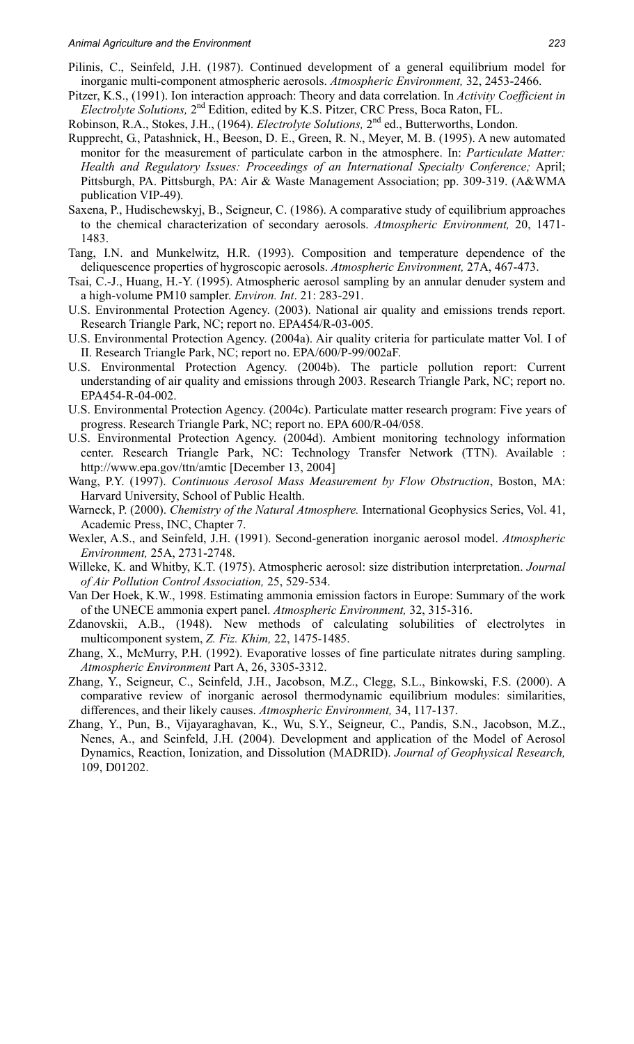Pilinis, C., Seinfeld, J.H. (1987). Continued development of a general equilibrium model for inorganic multi-component atmospheric aerosols. *Atmospheric Environment,* 32, 2453-2466.

Pitzer, K.S., (1991). Ion interaction approach: Theory and data correlation. In *Activity Coefficient in Electrolyte Solutions,* 2nd Edition, edited by K.S. Pitzer, CRC Press, Boca Raton, FL.

Robinson, R.A., Stokes, J.H., (1964). *Electrolyte Solutions,* 2nd ed., Butterworths, London.

Rupprecht, G., Patashnick, H., Beeson, D. E., Green, R. N., Meyer, M. B. (1995). A new automated monitor for the measurement of particulate carbon in the atmosphere. In: *Particulate Matter: Health and Regulatory Issues: Proceedings of an International Specialty Conference;* April; Pittsburgh, PA. Pittsburgh, PA: Air & Waste Management Association; pp. 309-319. (A&WMA publication VIP-49).

Saxena, P., Hudischewskyj, B., Seigneur, C. (1986). A comparative study of equilibrium approaches to the chemical characterization of secondary aerosols. *Atmospheric Environment,* 20, 1471-1483.

Tang, I.N. and Munkelwitz, H.R. (1993). Composition and temperature dependence of the deliquescence properties of hygroscopic aerosols. *Atmospheric Environment,* 27A, 467-473.

Tsai, C.-J., Huang, H.-Y. (1995). Atmospheric aerosol sampling by an annular denuder system and a high-volume PM10 sampler. *Environ. Int*. 21: 283-291.

U.S. Environmental Protection Agency. (2003). National air quality and emissions trends report. Research Triangle Park, NC; report no. EPA454/R-03-005.

U.S. Environmental Protection Agency. (2004a). Air quality criteria for particulate matter Vol. I of II. Research Triangle Park, NC; report no. EPA/600/P-99/002aF.

U.S. Environmental Protection Agency. (2004b). The particle pollution report: Current understanding of air quality and emissions through 2003. Research Triangle Park, NC; report no. EPA454-R-04-002.

U.S. Environmental Protection Agency. (2004c). Particulate matter research program: Five years of progress. Research Triangle Park, NC; report no. EPA 600/R-04/058.

U.S. Environmental Protection Agency. (2004d). Ambient monitoring technology information center. Research Triangle Park, NC: Technology Transfer Network (TTN). Available : http://www.epa.gov/ttn/amtic [December 13, 2004]

Wang, P.Y. (1997). *Continuous Aerosol Mass Measurement by Flow Obstruction*, Boston, MA: Harvard University, School of Public Health.

Warneck, P. (2000). *Chemistry of the Natural Atmosphere.* International Geophysics Series, Vol. 41, Academic Press, INC, Chapter 7.

Wexler, A.S., and Seinfeld, J.H. (1991). Second-generation inorganic aerosol model. *Atmospheric Environment,* 25A, 2731-2748.

Willeke, K. and Whitby, K.T. (1975). Atmospheric aerosol: size distribution interpretation. *Journal of Air Pollution Control Association,* 25, 529-534.

Van Der Hoek, K.W., 1998. Estimating ammonia emission factors in Europe: Summary of the work of the UNECE ammonia expert panel. *Atmospheric Environment,* 32, 315-316.

Zdanovskii, A.B., (1948). New methods of calculating solubilities of electrolytes in multicomponent system, *Z. Fiz. Khim,* 22, 1475-1485.

Zhang, X., McMurry, P.H. (1992). Evaporative losses of fine particulate nitrates during sampling. *Atmospheric Environment* Part A, 26, 3305-3312.

Zhang, Y., Seigneur, C., Seinfeld, J.H., Jacobson, M.Z., Clegg, S.L., Binkowski, F.S. (2000). A comparative review of inorganic aerosol thermodynamic equilibrium modules: similarities, differences, and their likely causes. *Atmospheric Environment,* 34, 117-137.

Zhang, Y., Pun, B., Vijayaraghavan, K., Wu, S.Y., Seigneur, C., Pandis, S.N., Jacobson, M.Z., Nenes, A., and Seinfeld, J.H. (2004). Development and application of the Model of Aerosol Dynamics, Reaction, Ionization, and Dissolution (MADRID). *Journal of Geophysical Research,* 109, D01202.